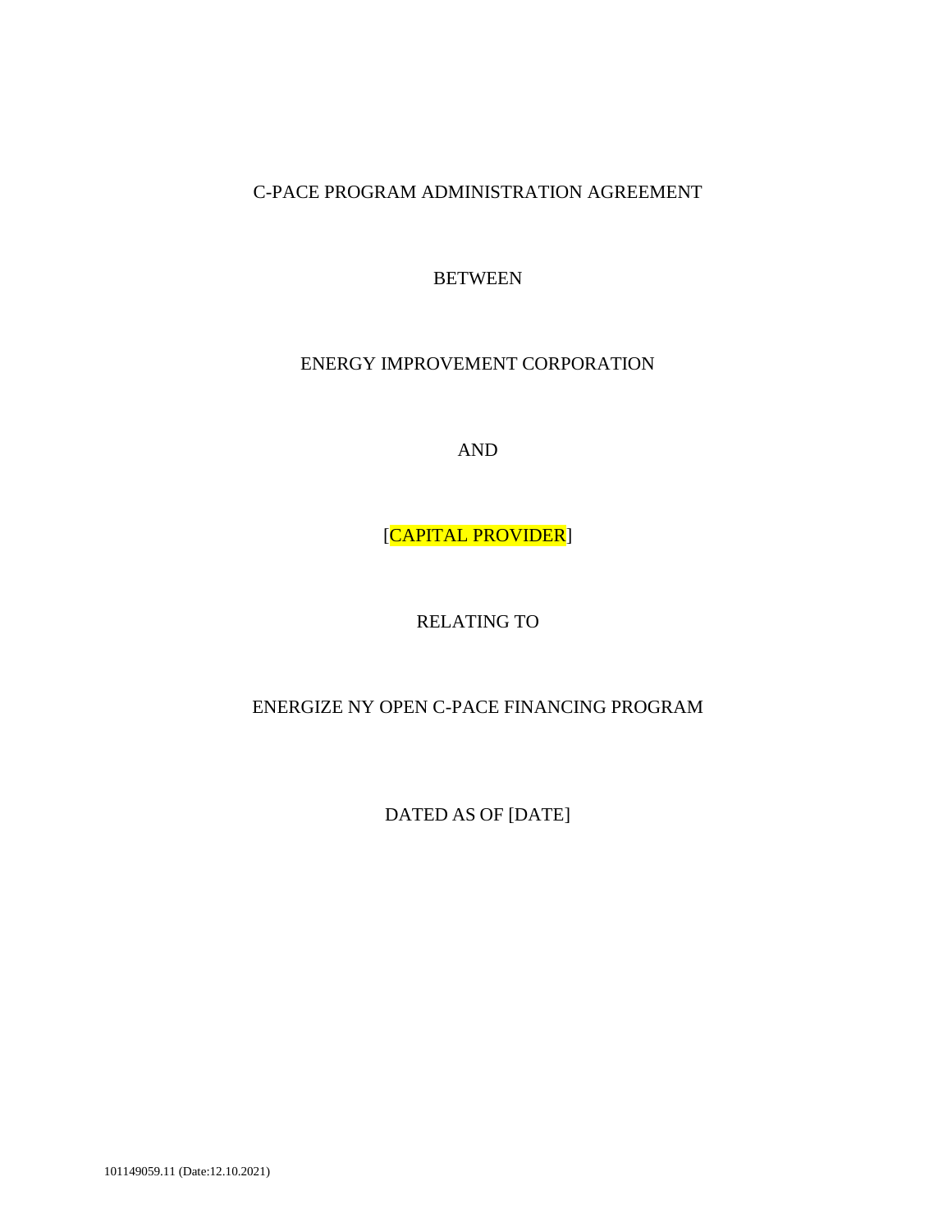# C-PACE PROGRAM ADMINISTRATION AGREEMENT

BETWEEN

ENERGY IMPROVEMENT CORPORATION

AND

[CAPITAL PROVIDER]

RELATING TO

ENERGIZE NY OPEN C-PACE FINANCING PROGRAM

DATED AS OF [DATE]

101149059.11 (Date:12.10.2021)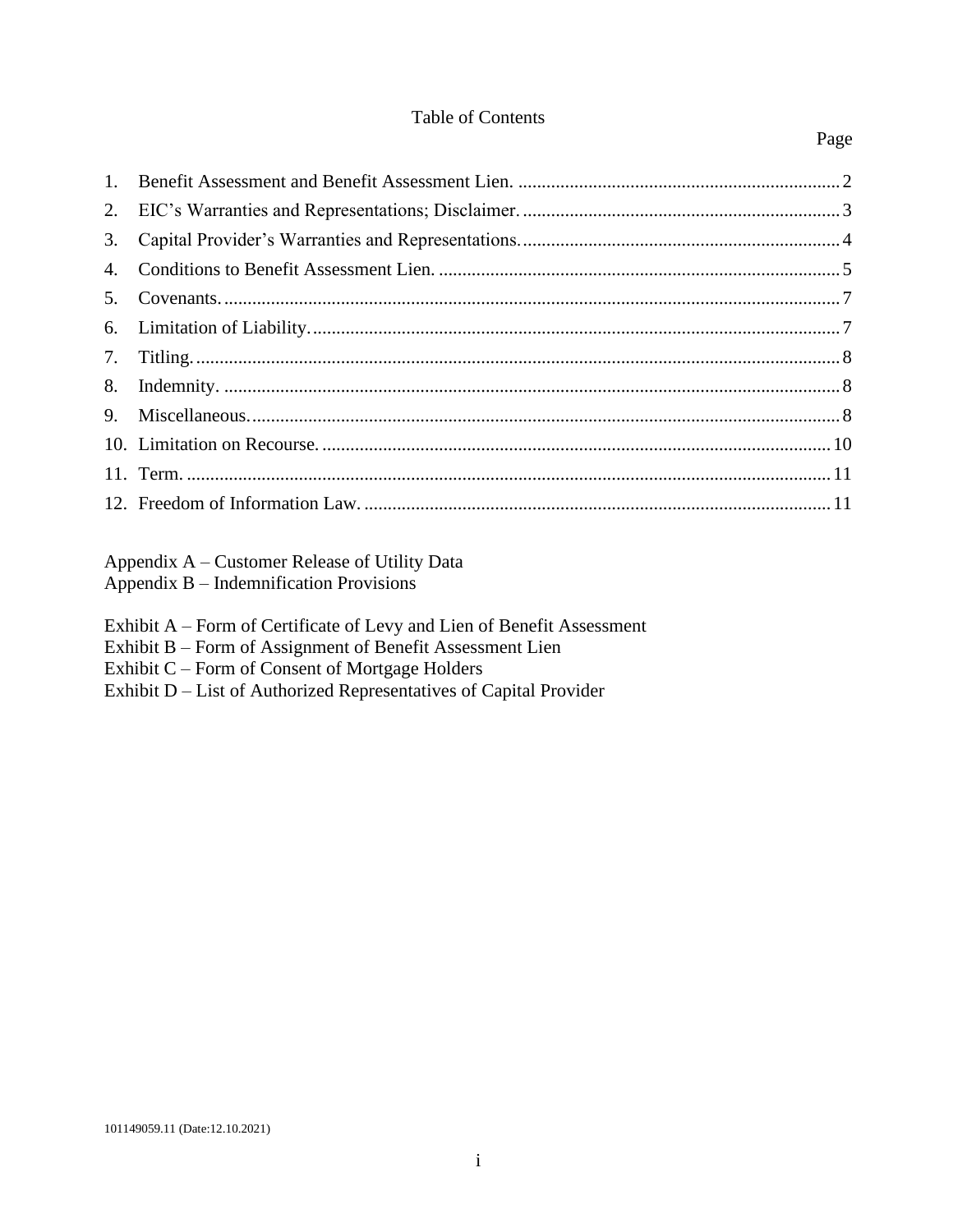# Table of Contents

| | | Page |
|---|---|---|
| 1. | Benefit Assessment and Benefit Assessment Lien. | 2 |
| 2. | EIC's Warranties and Representations; Disclaimer. | 3 |
| 3. | Capital Provider's Warranties and Representations. | 4 |
| 4. | Conditions to Benefit Assessment Lien. | 5 |
| 5. | Covenants. | 7 |
| 6. | Limitation of Liability. | 7 |
| 7. | Titling. | 8 |
| 8. | Indemnity. | 8 |
| 9. | Miscellaneous. | 8 |
| 10. | Limitation on Recourse. | 10 |
| 11. | Term. | 11 |
| 12. | Freedom of Information Law. | 11 |

Appendix A – Customer Release of Utility Data
Appendix B – Indemnification Provisions

Exhibit A – Form of Certificate of Levy and Lien of Benefit Assessment
Exhibit B – Form of Assignment of Benefit Assessment Lien
Exhibit C – Form of Consent of Mortgage Holders
Exhibit D – List of Authorized Representatives of Capital Provider

101149059.11 (Date:12.10.2021)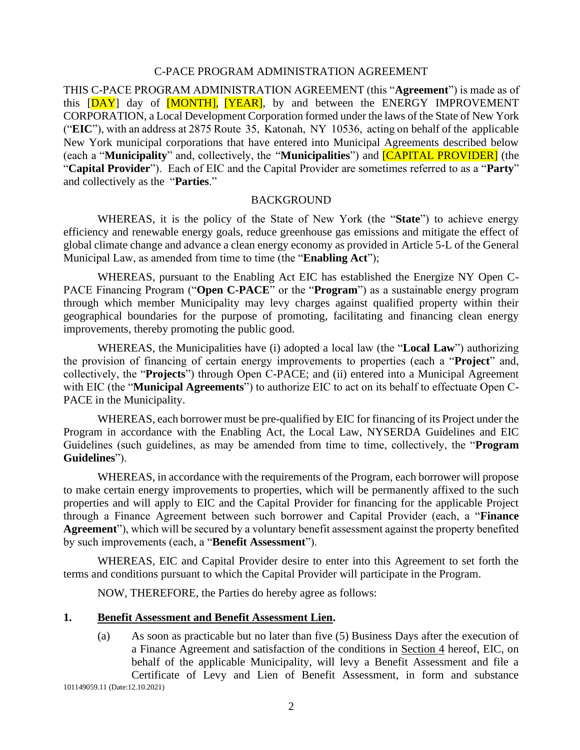C-PACE PROGRAM ADMINISTRATION AGREEMENT

THIS C-PACE PROGRAM ADMINISTRATION AGREEMENT (this "**Agreement**") is made as of this [DAY] day of [MONTH], [YEAR], by and between the ENERGY IMPROVEMENT CORPORATION, a Local Development Corporation formed under the laws of the State of New York ("**EIC**"), with an address at 2875 Route 35, Katonah, NY 10536, acting on behalf of the applicable New York municipal corporations that have entered into Municipal Agreements described below (each a "**Municipality**" and, collectively, the "**Municipalities**") and [CAPITAL PROVIDER] (the "**Capital Provider**"). Each of EIC and the Capital Provider are sometimes referred to as a "**Party**" and collectively as the "**Parties**."

BACKGROUND

WHEREAS, it is the policy of the State of New York (the "**State**") to achieve energy efficiency and renewable energy goals, reduce greenhouse gas emissions and mitigate the effect of global climate change and advance a clean energy economy as provided in Article 5-L of the General Municipal Law, as amended from time to time (the "**Enabling Act**");

WHEREAS, pursuant to the Enabling Act EIC has established the Energize NY Open C-PACE Financing Program ("**Open C-PACE**" or the "**Program**") as a sustainable energy program through which member Municipality may levy charges against qualified property within their geographical boundaries for the purpose of promoting, facilitating and financing clean energy improvements, thereby promoting the public good.

WHEREAS, the Municipalities have (i) adopted a local law (the "**Local Law**") authorizing the provision of financing of certain energy improvements to properties (each a "**Project**" and, collectively, the "**Projects**") through Open C-PACE; and (ii) entered into a Municipal Agreement with EIC (the "**Municipal Agreements**") to authorize EIC to act on its behalf to effectuate Open C-PACE in the Municipality.

WHEREAS, each borrower must be pre-qualified by EIC for financing of its Project under the Program in accordance with the Enabling Act, the Local Law, NYSERDA Guidelines and EIC Guidelines (such guidelines, as may be amended from time to time, collectively, the "**Program Guidelines**").

WHEREAS, in accordance with the requirements of the Program, each borrower will propose to make certain energy improvements to properties, which will be permanently affixed to the such properties and will apply to EIC and the Capital Provider for financing for the applicable Project through a Finance Agreement between such borrower and Capital Provider (each, a "**Finance Agreement**"), which will be secured by a voluntary benefit assessment against the property benefited by such improvements (each, a "**Benefit Assessment**").

WHEREAS, EIC and Capital Provider desire to enter into this Agreement to set forth the terms and conditions pursuant to which the Capital Provider will participate in the Program.

NOW, THEREFORE, the Parties do hereby agree as follows:

## 1. Benefit Assessment and Benefit Assessment Lien.

(a) As soon as practicable but no later than five (5) Business Days after the execution of a Finance Agreement and satisfaction of the conditions in Section 4 hereof, EIC, on behalf of the applicable Municipality, will levy a Benefit Assessment and file a Certificate of Levy and Lien of Benefit Assessment, in form and substance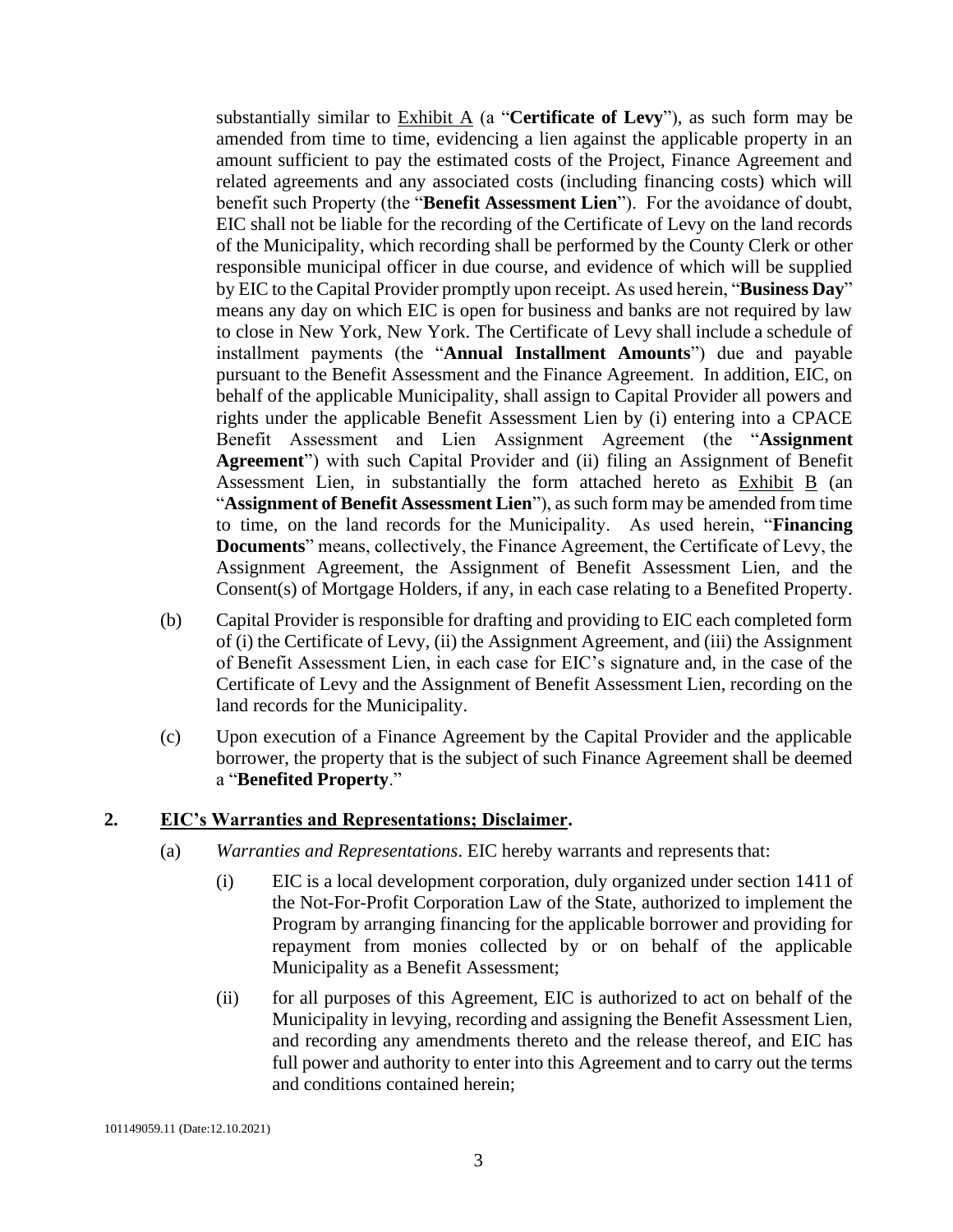substantially similar to Exhibit A (a "**Certificate of Levy**"), as such form may be amended from time to time, evidencing a lien against the applicable property in an amount sufficient to pay the estimated costs of the Project, Finance Agreement and related agreements and any associated costs (including financing costs) which will benefit such Property (the "**Benefit Assessment Lien**"). For the avoidance of doubt, EIC shall not be liable for the recording of the Certificate of Levy on the land records of the Municipality, which recording shall be performed by the County Clerk or other responsible municipal officer in due course, and evidence of which will be supplied by EIC to the Capital Provider promptly upon receipt. As used herein, "**Business Day**" means any day on which EIC is open for business and banks are not required by law to close in New York, New York. The Certificate of Levy shall include a schedule of installment payments (the "**Annual Installment Amounts**") due and payable pursuant to the Benefit Assessment and the Finance Agreement. In addition, EIC, on behalf of the applicable Municipality, shall assign to Capital Provider all powers and rights under the applicable Benefit Assessment Lien by (i) entering into a CPACE Benefit Assessment and Lien Assignment Agreement (the "**Assignment Agreement**") with such Capital Provider and (ii) filing an Assignment of Benefit Assessment Lien, in substantially the form attached hereto as Exhibit B (an "**Assignment of Benefit Assessment Lien**"), as such form may be amended from time to time, on the land records for the Municipality. As used herein, "**Financing Documents**" means, collectively, the Finance Agreement, the Certificate of Levy, the Assignment Agreement, the Assignment of Benefit Assessment Lien, and the Consent(s) of Mortgage Holders, if any, in each case relating to a Benefited Property.

(b) Capital Provider is responsible for drafting and providing to EIC each completed form of (i) the Certificate of Levy, (ii) the Assignment Agreement, and (iii) the Assignment of Benefit Assessment Lien, in each case for EIC's signature and, in the case of the Certificate of Levy and the Assignment of Benefit Assessment Lien, recording on the land records for the Municipality.

(c) Upon execution of a Finance Agreement by the Capital Provider and the applicable borrower, the property that is the subject of such Finance Agreement shall be deemed a "**Benefited Property**."

## 2. EIC's Warranties and Representations; Disclaimer.

(a) *Warranties and Representations*. EIC hereby warrants and represents that:

(i) EIC is a local development corporation, duly organized under section 1411 of the Not-For-Profit Corporation Law of the State, authorized to implement the Program by arranging financing for the applicable borrower and providing for repayment from monies collected by or on behalf of the applicable Municipality as a Benefit Assessment;

(ii) for all purposes of this Agreement, EIC is authorized to act on behalf of the Municipality in levying, recording and assigning the Benefit Assessment Lien, and recording any amendments thereto and the release thereof, and EIC has full power and authority to enter into this Agreement and to carry out the terms and conditions contained herein;

101149059.11 (Date:12.10.2021)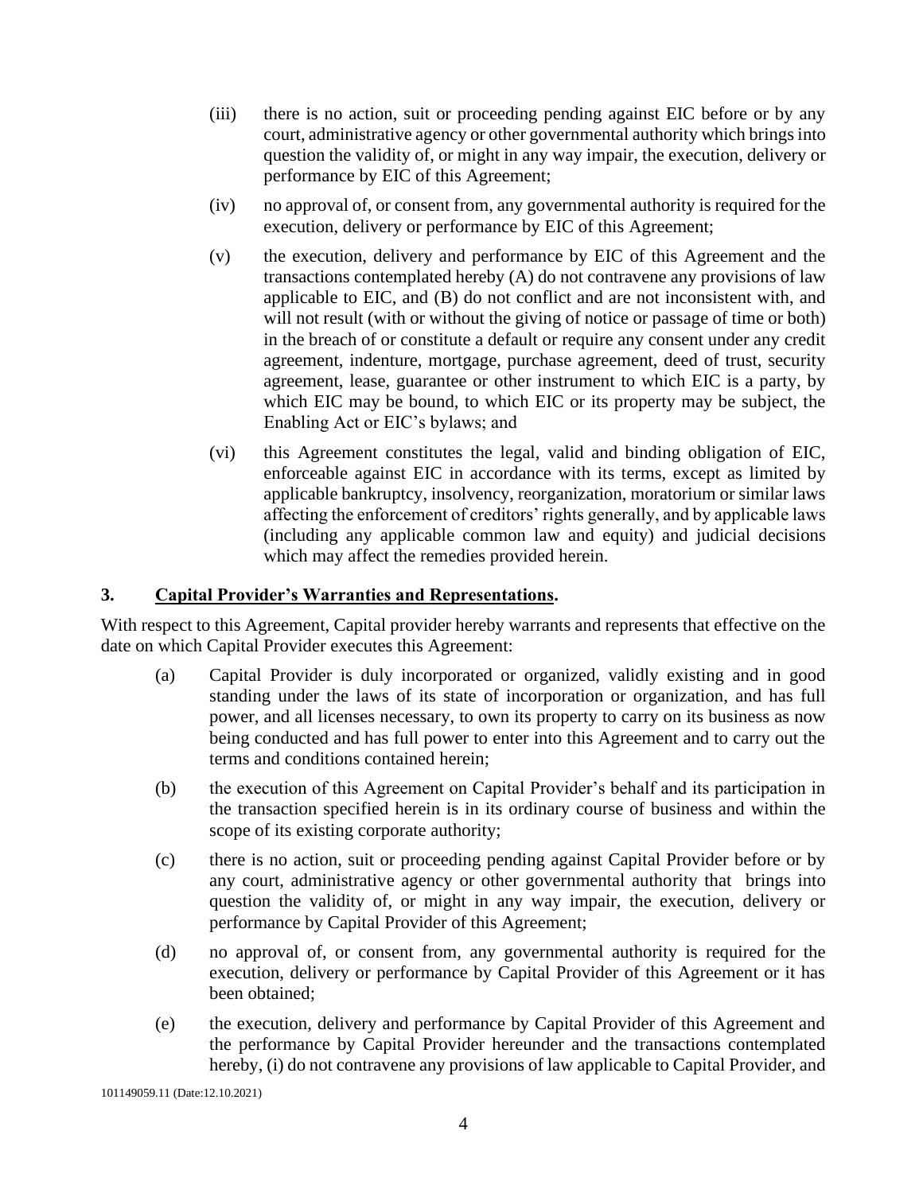(iii) there is no action, suit or proceeding pending against EIC before or by any court, administrative agency or other governmental authority which brings into question the validity of, or might in any way impair, the execution, delivery or performance by EIC of this Agreement;

(iv) no approval of, or consent from, any governmental authority is required for the execution, delivery or performance by EIC of this Agreement;

(v) the execution, delivery and performance by EIC of this Agreement and the transactions contemplated hereby (A) do not contravene any provisions of law applicable to EIC, and (B) do not conflict and are not inconsistent with, and will not result (with or without the giving of notice or passage of time or both) in the breach of or constitute a default or require any consent under any credit agreement, indenture, mortgage, purchase agreement, deed of trust, security agreement, lease, guarantee or other instrument to which EIC is a party, by which EIC may be bound, to which EIC or its property may be subject, the Enabling Act or EIC's bylaws; and

(vi) this Agreement constitutes the legal, valid and binding obligation of EIC, enforceable against EIC in accordance with its terms, except as limited by applicable bankruptcy, insolvency, reorganization, moratorium or similar laws affecting the enforcement of creditors' rights generally, and by applicable laws (including any applicable common law and equity) and judicial decisions which may affect the remedies provided herein.

## 3. <u>Capital Provider's Warranties and Representations</u>.

With respect to this Agreement, Capital provider hereby warrants and represents that effective on the date on which Capital Provider executes this Agreement:

(a) Capital Provider is duly incorporated or organized, validly existing and in good standing under the laws of its state of incorporation or organization, and has full power, and all licenses necessary, to own its property to carry on its business as now being conducted and has full power to enter into this Agreement and to carry out the terms and conditions contained herein;

(b) the execution of this Agreement on Capital Provider's behalf and its participation in the transaction specified herein is in its ordinary course of business and within the scope of its existing corporate authority;

(c) there is no action, suit or proceeding pending against Capital Provider before or by any court, administrative agency or other governmental authority that brings into question the validity of, or might in any way impair, the execution, delivery or performance by Capital Provider of this Agreement;

(d) no approval of, or consent from, any governmental authority is required for the execution, delivery or performance by Capital Provider of this Agreement or it has been obtained;

(e) the execution, delivery and performance by Capital Provider of this Agreement and the performance by Capital Provider hereunder and the transactions contemplated hereby, (i) do not contravene any provisions of law applicable to Capital Provider, and

101149059.11 (Date:12.10.2021)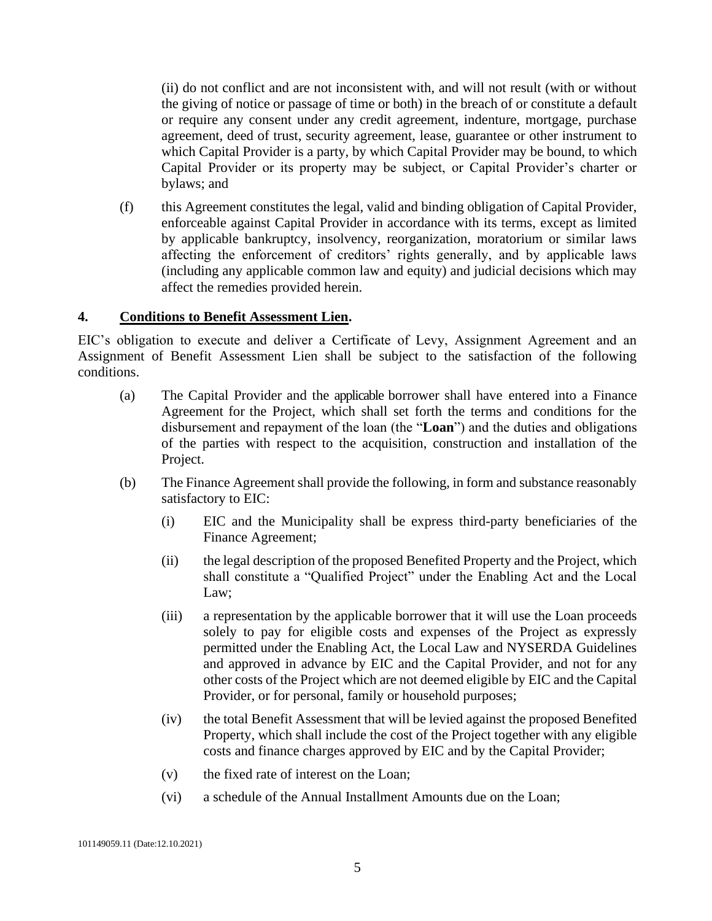(ii) do not conflict and are not inconsistent with, and will not result (with or without the giving of notice or passage of time or both) in the breach of or constitute a default or require any consent under any credit agreement, indenture, mortgage, purchase agreement, deed of trust, security agreement, lease, guarantee or other instrument to which Capital Provider is a party, by which Capital Provider may be bound, to which Capital Provider or its property may be subject, or Capital Provider's charter or bylaws; and

(f) this Agreement constitutes the legal, valid and binding obligation of Capital Provider, enforceable against Capital Provider in accordance with its terms, except as limited by applicable bankruptcy, insolvency, reorganization, moratorium or similar laws affecting the enforcement of creditors' rights generally, and by applicable laws (including any applicable common law and equity) and judicial decisions which may affect the remedies provided herein.

## 4. Conditions to Benefit Assessment Lien.

EIC's obligation to execute and deliver a Certificate of Levy, Assignment Agreement and an Assignment of Benefit Assessment Lien shall be subject to the satisfaction of the following conditions.

(a) The Capital Provider and the applicable borrower shall have entered into a Finance Agreement for the Project, which shall set forth the terms and conditions for the disbursement and repayment of the loan (the "**Loan**") and the duties and obligations of the parties with respect to the acquisition, construction and installation of the Project.

(b) The Finance Agreement shall provide the following, in form and substance reasonably satisfactory to EIC:

(i) EIC and the Municipality shall be express third-party beneficiaries of the Finance Agreement;

(ii) the legal description of the proposed Benefited Property and the Project, which shall constitute a "Qualified Project" under the Enabling Act and the Local Law;

(iii) a representation by the applicable borrower that it will use the Loan proceeds solely to pay for eligible costs and expenses of the Project as expressly permitted under the Enabling Act, the Local Law and NYSERDA Guidelines and approved in advance by EIC and the Capital Provider, and not for any other costs of the Project which are not deemed eligible by EIC and the Capital Provider, or for personal, family or household purposes;

(iv) the total Benefit Assessment that will be levied against the proposed Benefited Property, which shall include the cost of the Project together with any eligible costs and finance charges approved by EIC and by the Capital Provider;

(v) the fixed rate of interest on the Loan;

(vi) a schedule of the Annual Installment Amounts due on the Loan;

101149059.11 (Date:12.10.2021)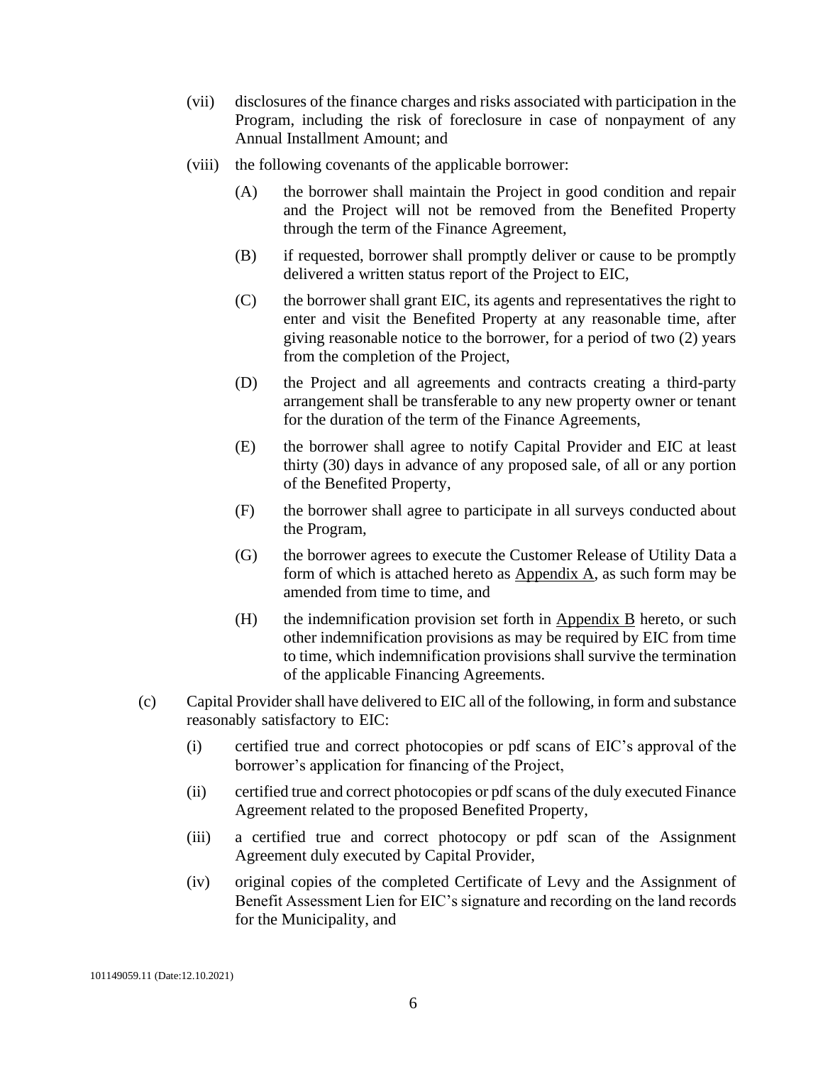(vii) disclosures of the finance charges and risks associated with participation in the Program, including the risk of foreclosure in case of nonpayment of any Annual Installment Amount; and

(viii) the following covenants of the applicable borrower:

(A) the borrower shall maintain the Project in good condition and repair and the Project will not be removed from the Benefited Property through the term of the Finance Agreement,

(B) if requested, borrower shall promptly deliver or cause to be promptly delivered a written status report of the Project to EIC,

(C) the borrower shall grant EIC, its agents and representatives the right to enter and visit the Benefited Property at any reasonable time, after giving reasonable notice to the borrower, for a period of two (2) years from the completion of the Project,

(D) the Project and all agreements and contracts creating a third-party arrangement shall be transferable to any new property owner or tenant for the duration of the term of the Finance Agreements,

(E) the borrower shall agree to notify Capital Provider and EIC at least thirty (30) days in advance of any proposed sale, of all or any portion of the Benefited Property,

(F) the borrower shall agree to participate in all surveys conducted about the Program,

(G) the borrower agrees to execute the Customer Release of Utility Data a form of which is attached hereto as Appendix A, as such form may be amended from time to time, and

(H) the indemnification provision set forth in Appendix B hereto, or such other indemnification provisions as may be required by EIC from time to time, which indemnification provisions shall survive the termination of the applicable Financing Agreements.

(c) Capital Provider shall have delivered to EIC all of the following, in form and substance reasonably satisfactory to EIC:

(i) certified true and correct photocopies or pdf scans of EIC's approval of the borrower's application for financing of the Project,

(ii) certified true and correct photocopies or pdf scans of the duly executed Finance Agreement related to the proposed Benefited Property,

(iii) a certified true and correct photocopy or pdf scan of the Assignment Agreement duly executed by Capital Provider,

(iv) original copies of the completed Certificate of Levy and the Assignment of Benefit Assessment Lien for EIC's signature and recording on the land records for the Municipality, and

101149059.11 (Date:12.10.2021)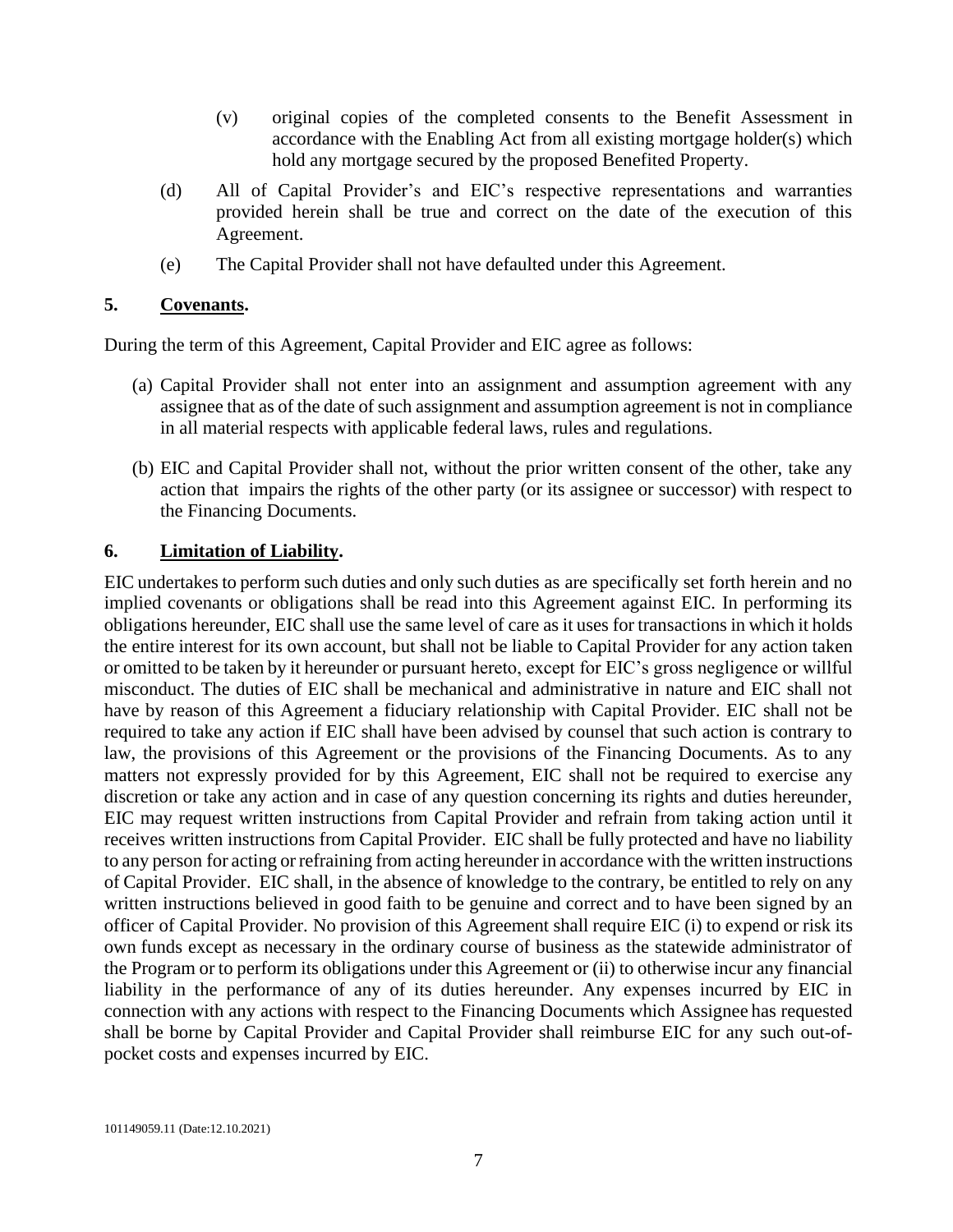(v) original copies of the completed consents to the Benefit Assessment in accordance with the Enabling Act from all existing mortgage holder(s) which hold any mortgage secured by the proposed Benefited Property.

(d) All of Capital Provider's and EIC's respective representations and warranties provided herein shall be true and correct on the date of the execution of this Agreement.

(e) The Capital Provider shall not have defaulted under this Agreement.

## 5. **Covenants.**

During the term of this Agreement, Capital Provider and EIC agree as follows:

(a) Capital Provider shall not enter into an assignment and assumption agreement with any assignee that as of the date of such assignment and assumption agreement is not in compliance in all material respects with applicable federal laws, rules and regulations.

(b) EIC and Capital Provider shall not, without the prior written consent of the other, take any action that impairs the rights of the other party (or its assignee or successor) with respect to the Financing Documents.

## 6. **Limitation of Liability.**

EIC undertakes to perform such duties and only such duties as are specifically set forth herein and no implied covenants or obligations shall be read into this Agreement against EIC. In performing its obligations hereunder, EIC shall use the same level of care as it uses for transactions in which it holds the entire interest for its own account, but shall not be liable to Capital Provider for any action taken or omitted to be taken by it hereunder or pursuant hereto, except for EIC's gross negligence or willful misconduct. The duties of EIC shall be mechanical and administrative in nature and EIC shall not have by reason of this Agreement a fiduciary relationship with Capital Provider. EIC shall not be required to take any action if EIC shall have been advised by counsel that such action is contrary to law, the provisions of this Agreement or the provisions of the Financing Documents. As to any matters not expressly provided for by this Agreement, EIC shall not be required to exercise any discretion or take any action and in case of any question concerning its rights and duties hereunder, EIC may request written instructions from Capital Provider and refrain from taking action until it receives written instructions from Capital Provider. EIC shall be fully protected and have no liability to any person for acting or refraining from acting hereunder in accordance with the written instructions of Capital Provider. EIC shall, in the absence of knowledge to the contrary, be entitled to rely on any written instructions believed in good faith to be genuine and correct and to have been signed by an officer of Capital Provider. No provision of this Agreement shall require EIC (i) to expend or risk its own funds except as necessary in the ordinary course of business as the statewide administrator of the Program or to perform its obligations under this Agreement or (ii) to otherwise incur any financial liability in the performance of any of its duties hereunder. Any expenses incurred by EIC in connection with any actions with respect to the Financing Documents which Assignee has requested shall be borne by Capital Provider and Capital Provider shall reimburse EIC for any such out-of-pocket costs and expenses incurred by EIC.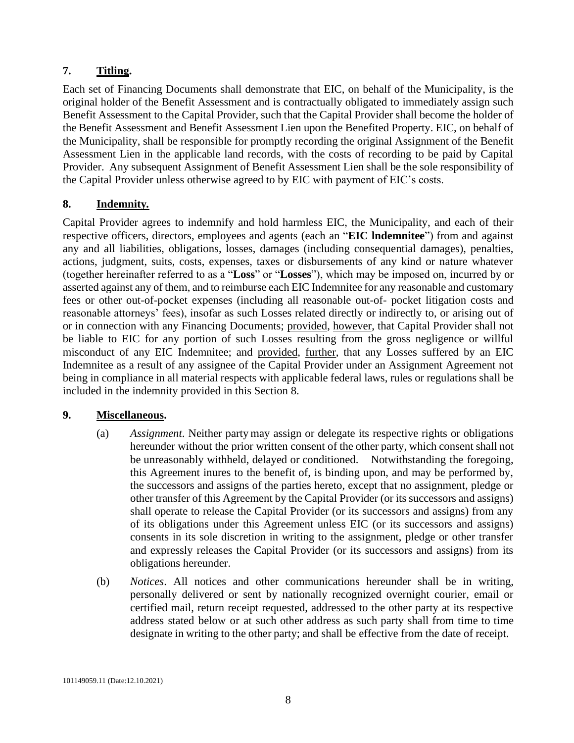## 7. **Titling.**

Each set of Financing Documents shall demonstrate that EIC, on behalf of the Municipality, is the original holder of the Benefit Assessment and is contractually obligated to immediately assign such Benefit Assessment to the Capital Provider, such that the Capital Provider shall become the holder of the Benefit Assessment and Benefit Assessment Lien upon the Benefited Property. EIC, on behalf of the Municipality, shall be responsible for promptly recording the original Assignment of the Benefit Assessment Lien in the applicable land records, with the costs of recording to be paid by Capital Provider. Any subsequent Assignment of Benefit Assessment Lien shall be the sole responsibility of the Capital Provider unless otherwise agreed to by EIC with payment of EIC's costs.

## 8. **Indemnity.**

Capital Provider agrees to indemnify and hold harmless EIC, the Municipality, and each of their respective officers, directors, employees and agents (each an "**EIC lndemnitee**") from and against any and all liabilities, obligations, losses, damages (including consequential damages), penalties, actions, judgment, suits, costs, expenses, taxes or disbursements of any kind or nature whatever (together hereinafter referred to as a "**Loss**" or "**Losses**"), which may be imposed on, incurred by or asserted against any of them, and to reimburse each EIC Indemnitee for any reasonable and customary fees or other out-of-pocket expenses (including all reasonable out-of- pocket litigation costs and reasonable attorneys' fees), insofar as such Losses related directly or indirectly to, or arising out of or in connection with any Financing Documents; provided, however, that Capital Provider shall not be liable to EIC for any portion of such Losses resulting from the gross negligence or willful misconduct of any EIC Indemnitee; and provided, further, that any Losses suffered by an EIC Indemnitee as a result of any assignee of the Capital Provider under an Assignment Agreement not being in compliance in all material respects with applicable federal laws, rules or regulations shall be included in the indemnity provided in this Section 8.

## 9. **Miscellaneous.**

(a) *Assignment*. Neither party may assign or delegate its respective rights or obligations hereunder without the prior written consent of the other party, which consent shall not be unreasonably withheld, delayed or conditioned. Notwithstanding the foregoing, this Agreement inures to the benefit of, is binding upon, and may be performed by, the successors and assigns of the parties hereto, except that no assignment, pledge or other transfer of this Agreement by the Capital Provider (or its successors and assigns) shall operate to release the Capital Provider (or its successors and assigns) from any of its obligations under this Agreement unless EIC (or its successors and assigns) consents in its sole discretion in writing to the assignment, pledge or other transfer and expressly releases the Capital Provider (or its successors and assigns) from its obligations hereunder.

(b) *Notices*. All notices and other communications hereunder shall be in writing, personally delivered or sent by nationally recognized overnight courier, email or certified mail, return receipt requested, addressed to the other party at its respective address stated below or at such other address as such party shall from time to time designate in writing to the other party; and shall be effective from the date of receipt.

101149059.11 (Date:12.10.2021)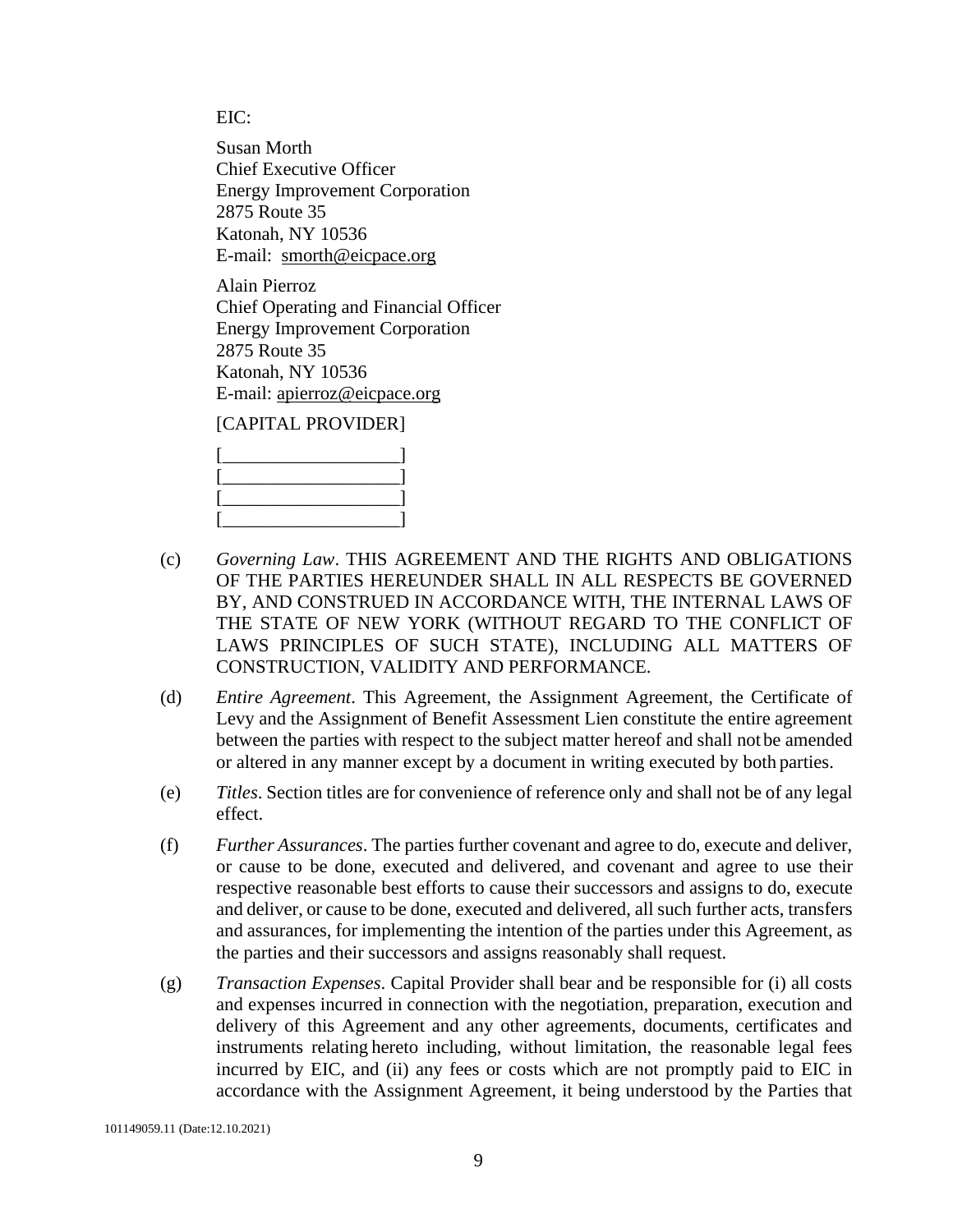EIC:

Susan Morth
Chief Executive Officer
Energy Improvement Corporation
2875 Route 35
Katonah, NY 10536
E-mail: smorth@eicpace.org

Alain Pierroz
Chief Operating and Financial Officer
Energy Improvement Corporation
2875 Route 35
Katonah, NY 10536
E-mail: apierroz@eicpace.org

[CAPITAL PROVIDER]

[___________________]
[___________________]
[___________________]
[___________________]

(c) *Governing Law*. THIS AGREEMENT AND THE RIGHTS AND OBLIGATIONS OF THE PARTIES HEREUNDER SHALL IN ALL RESPECTS BE GOVERNED BY, AND CONSTRUED IN ACCORDANCE WITH, THE INTERNAL LAWS OF THE STATE OF NEW YORK (WITHOUT REGARD TO THE CONFLICT OF LAWS PRINCIPLES OF SUCH STATE), INCLUDING ALL MATTERS OF CONSTRUCTION, VALIDITY AND PERFORMANCE.

(d) *Entire Agreement*. This Agreement, the Assignment Agreement, the Certificate of Levy and the Assignment of Benefit Assessment Lien constitute the entire agreement between the parties with respect to the subject matter hereof and shall not be amended or altered in any manner except by a document in writing executed by both parties.

(e) *Titles*. Section titles are for convenience of reference only and shall not be of any legal effect.

(f) *Further Assurances*. The parties further covenant and agree to do, execute and deliver, or cause to be done, executed and delivered, and covenant and agree to use their respective reasonable best efforts to cause their successors and assigns to do, execute and deliver, or cause to be done, executed and delivered, all such further acts, transfers and assurances, for implementing the intention of the parties under this Agreement, as the parties and their successors and assigns reasonably shall request.

(g) *Transaction Expenses*. Capital Provider shall bear and be responsible for (i) all costs and expenses incurred in connection with the negotiation, preparation, execution and delivery of this Agreement and any other agreements, documents, certificates and instruments relating hereto including, without limitation, the reasonable legal fees incurred by EIC, and (ii) any fees or costs which are not promptly paid to EIC in accordance with the Assignment Agreement, it being understood by the Parties that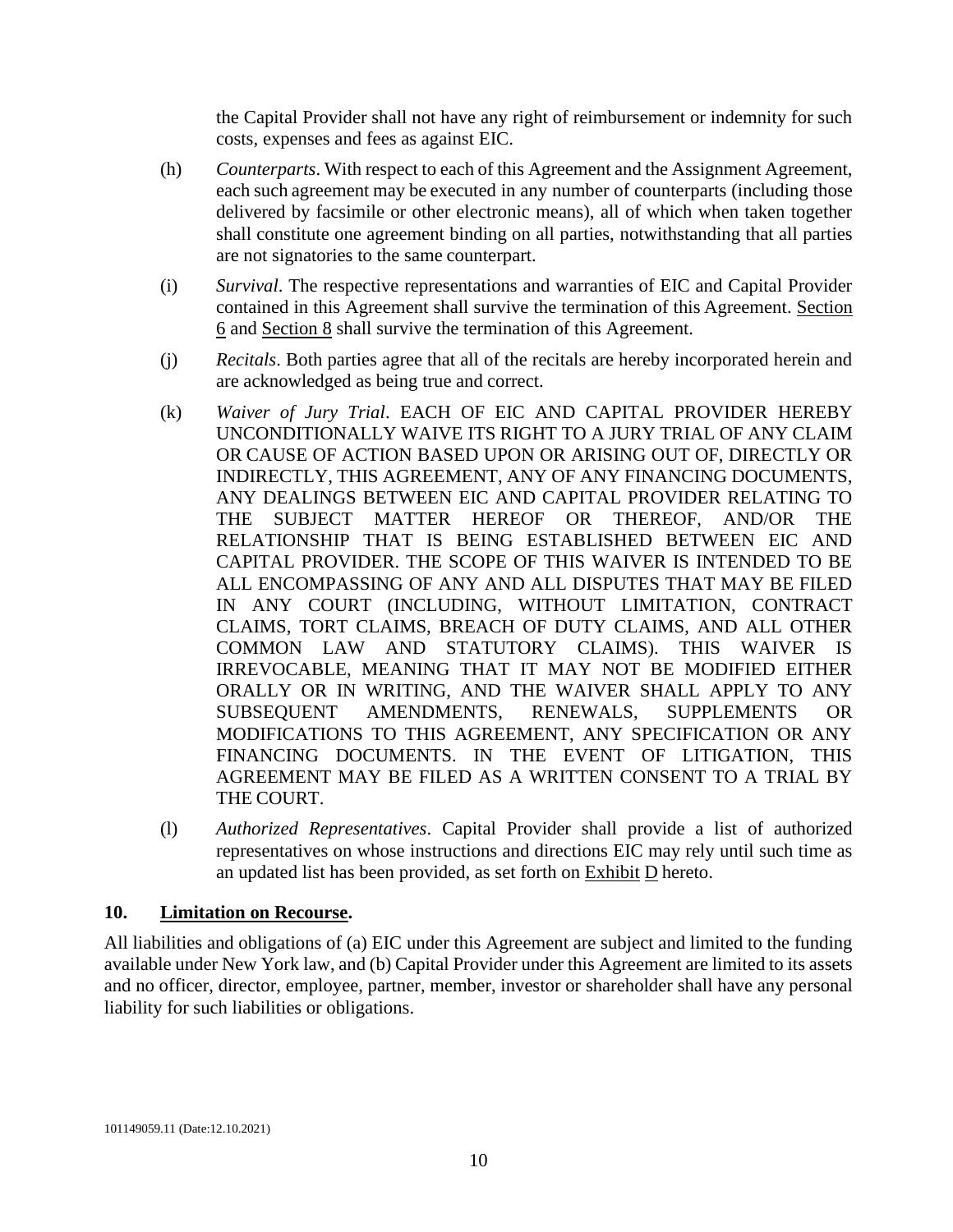the Capital Provider shall not have any right of reimbursement or indemnity for such costs, expenses and fees as against EIC.

(h) *Counterparts*. With respect to each of this Agreement and the Assignment Agreement, each such agreement may be executed in any number of counterparts (including those delivered by facsimile or other electronic means), all of which when taken together shall constitute one agreement binding on all parties, notwithstanding that all parties are not signatories to the same counterpart.

(i) *Survival*. The respective representations and warranties of EIC and Capital Provider contained in this Agreement shall survive the termination of this Agreement. Section 6 and Section 8 shall survive the termination of this Agreement.

(j) *Recitals*. Both parties agree that all of the recitals are hereby incorporated herein and are acknowledged as being true and correct.

(k) *Waiver of Jury Trial*. EACH OF EIC AND CAPITAL PROVIDER HEREBY UNCONDITIONALLY WAIVE ITS RIGHT TO A JURY TRIAL OF ANY CLAIM OR CAUSE OF ACTION BASED UPON OR ARISING OUT OF, DIRECTLY OR INDIRECTLY, THIS AGREEMENT, ANY OF ANY FINANCING DOCUMENTS, ANY DEALINGS BETWEEN EIC AND CAPITAL PROVIDER RELATING TO THE SUBJECT MATTER HEREOF OR THEREOF, AND/OR THE RELATIONSHIP THAT IS BEING ESTABLISHED BETWEEN EIC AND CAPITAL PROVIDER. THE SCOPE OF THIS WAIVER IS INTENDED TO BE ALL ENCOMPASSING OF ANY AND ALL DISPUTES THAT MAY BE FILED IN ANY COURT (INCLUDING, WITHOUT LIMITATION, CONTRACT CLAIMS, TORT CLAIMS, BREACH OF DUTY CLAIMS, AND ALL OTHER COMMON LAW AND STATUTORY CLAIMS). THIS WAIVER IS IRREVOCABLE, MEANING THAT IT MAY NOT BE MODIFIED EITHER ORALLY OR IN WRITING, AND THE WAIVER SHALL APPLY TO ANY SUBSEQUENT AMENDMENTS, RENEWALS, SUPPLEMENTS OR MODIFICATIONS TO THIS AGREEMENT, ANY SPECIFICATION OR ANY FINANCING DOCUMENTS. IN THE EVENT OF LITIGATION, THIS AGREEMENT MAY BE FILED AS A WRITTEN CONSENT TO A TRIAL BY THE COURT.

(l) *Authorized Representatives*. Capital Provider shall provide a list of authorized representatives on whose instructions and directions EIC may rely until such time as an updated list has been provided, as set forth on Exhibit D hereto.

## 10. Limitation on Recourse.

All liabilities and obligations of (a) EIC under this Agreement are subject and limited to the funding available under New York law, and (b) Capital Provider under this Agreement are limited to its assets and no officer, director, employee, partner, member, investor or shareholder shall have any personal liability for such liabilities or obligations.

101149059.11 (Date:12.10.2021)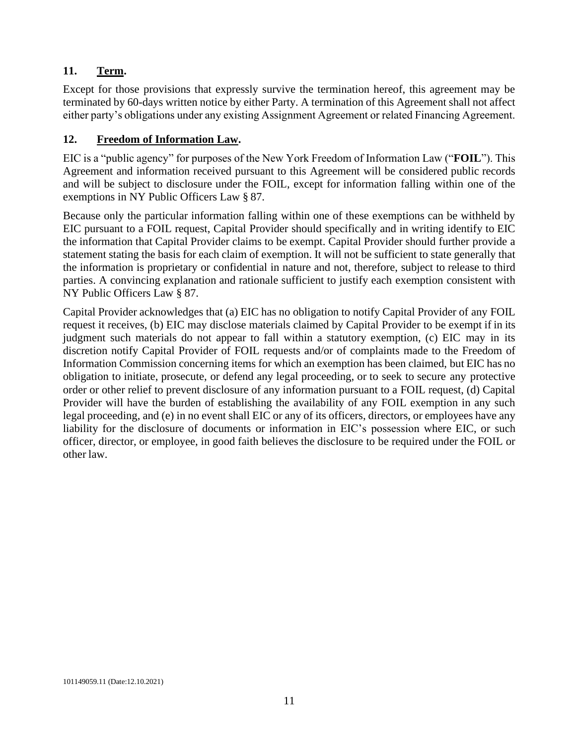## 11. **Term.**

Except for those provisions that expressly survive the termination hereof, this agreement may be terminated by 60-days written notice by either Party. A termination of this Agreement shall not affect either party's obligations under any existing Assignment Agreement or related Financing Agreement.

## 12. **Freedom of Information Law.**

EIC is a "public agency" for purposes of the New York Freedom of Information Law ("**FOIL**"). This Agreement and information received pursuant to this Agreement will be considered public records and will be subject to disclosure under the FOIL, except for information falling within one of the exemptions in NY Public Officers Law § 87.

Because only the particular information falling within one of these exemptions can be withheld by EIC pursuant to a FOIL request, Capital Provider should specifically and in writing identify to EIC the information that Capital Provider claims to be exempt. Capital Provider should further provide a statement stating the basis for each claim of exemption. It will not be sufficient to state generally that the information is proprietary or confidential in nature and not, therefore, subject to release to third parties. A convincing explanation and rationale sufficient to justify each exemption consistent with NY Public Officers Law § 87.

Capital Provider acknowledges that (a) EIC has no obligation to notify Capital Provider of any FOIL request it receives, (b) EIC may disclose materials claimed by Capital Provider to be exempt if in its judgment such materials do not appear to fall within a statutory exemption, (c) EIC may in its discretion notify Capital Provider of FOIL requests and/or of complaints made to the Freedom of Information Commission concerning items for which an exemption has been claimed, but EIC has no obligation to initiate, prosecute, or defend any legal proceeding, or to seek to secure any protective order or other relief to prevent disclosure of any information pursuant to a FOIL request, (d) Capital Provider will have the burden of establishing the availability of any FOIL exemption in any such legal proceeding, and (e) in no event shall EIC or any of its officers, directors, or employees have any liability for the disclosure of documents or information in EIC's possession where EIC, or such officer, director, or employee, in good faith believes the disclosure to be required under the FOIL or other law.

101149059.11 (Date:12.10.2021)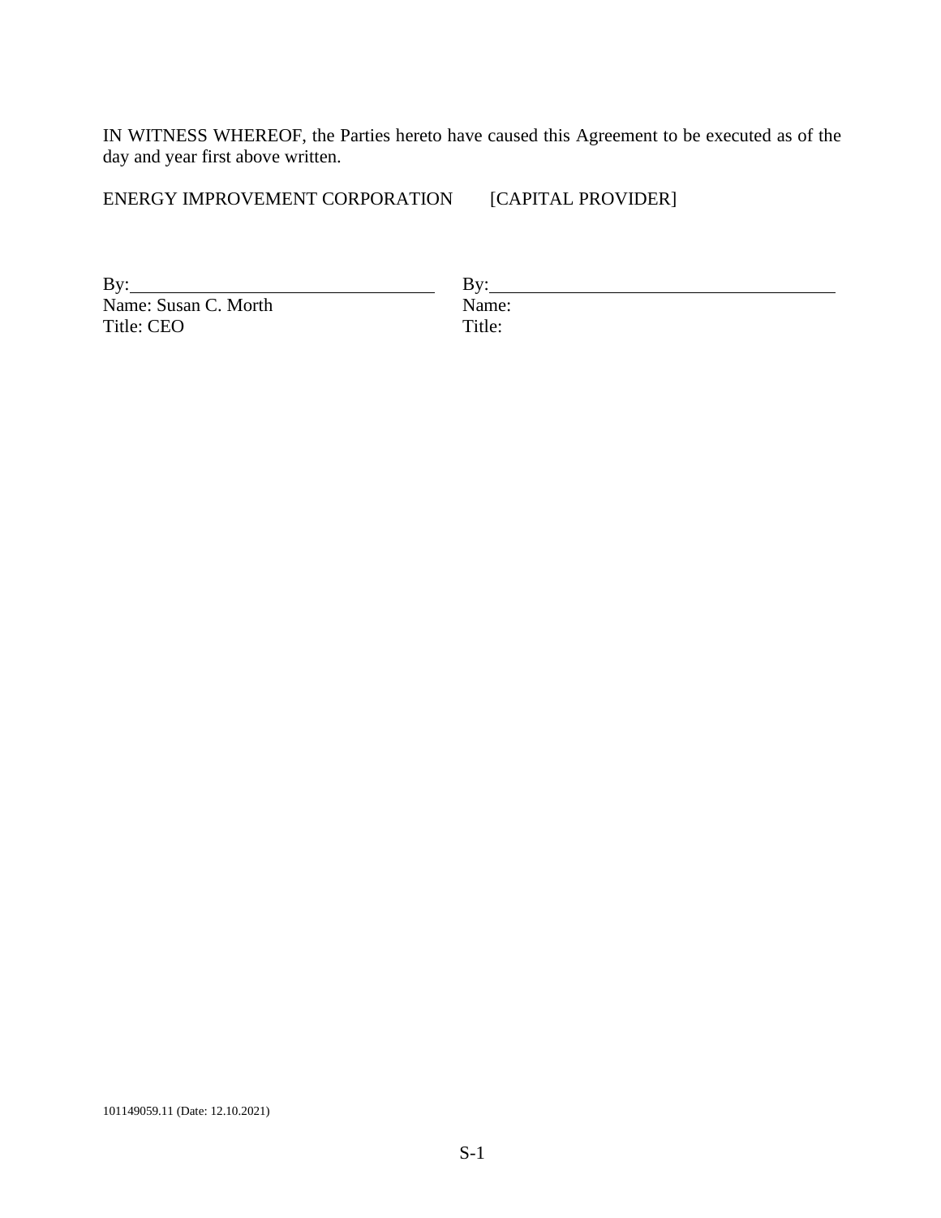IN WITNESS WHEREOF, the Parties hereto have caused this Agreement to be executed as of the day and year first above written.

| ENERGY IMPROVEMENT CORPORATION | [CAPITAL PROVIDER] |
| --- | --- |
| By:\_\_\_\_\_\_\_\_\_\_\_\_\_\_\_\_\_\_\_\_\_\_\_\_\_\_\_\_\_\_\_\_ | By:\_\_\_\_\_\_\_\_\_\_\_\_\_\_\_\_\_\_\_\_\_\_\_\_\_\_\_\_\_\_\_\_ |
| Name: Susan C. Morth | Name: |
| Title: CEO | Title: |

101149059.11 (Date: 12.10.2021)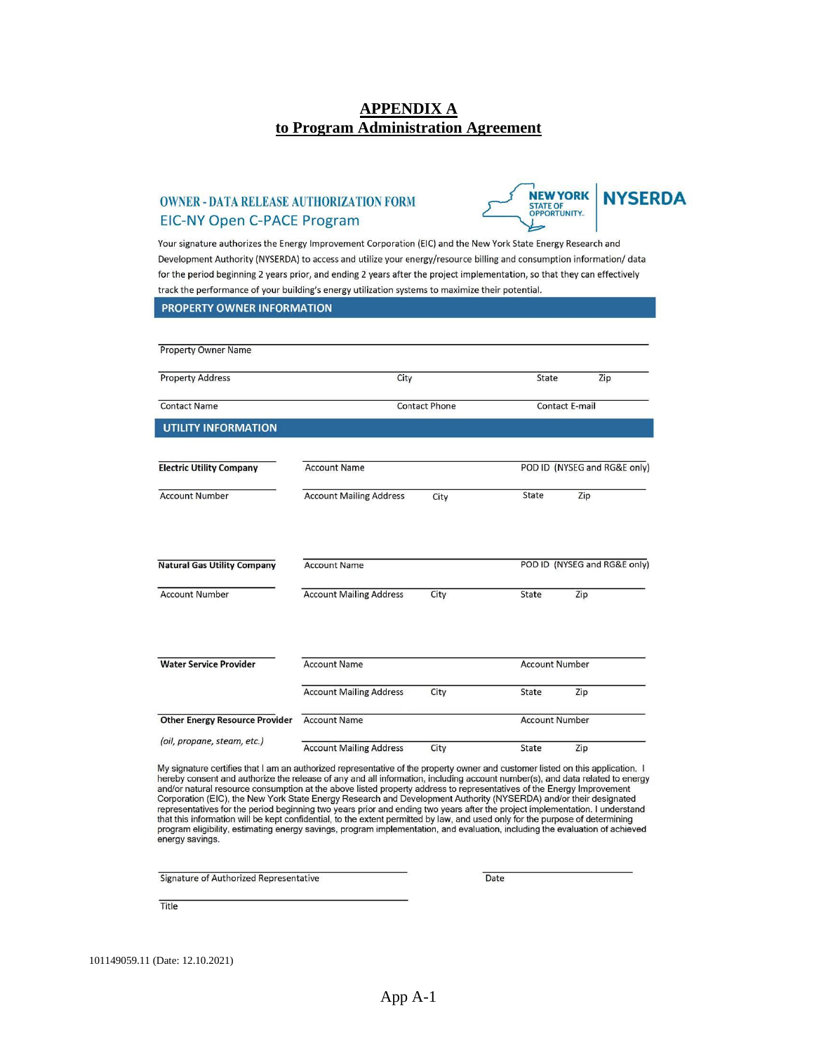# APPENDIX A
## to Program Administration Agreement

**OWNER - DATA RELEASE AUTHORIZATION FORM**
EIC-NY Open C-PACE Program

NEW YORK STATE OF OPPORTUNITY. | NYSERDA

Your signature authorizes the Energy Improvement Corporation (EIC) and the New York State Energy Research and Development Authority (NYSERDA) to access and utilize your energy/resource billing and consumption information/ data for the period beginning 2 years prior, and ending 2 years after the project implementation, so that they can effectively track the performance of your building's energy utilization systems to maximize their potential.

**PROPERTY OWNER INFORMATION**

Property Owner Name

Property Address &nbsp;&nbsp;&nbsp;&nbsp; City &nbsp;&nbsp;&nbsp;&nbsp; State &nbsp;&nbsp;&nbsp;&nbsp; Zip

Contact Name &nbsp;&nbsp;&nbsp;&nbsp; Contact Phone &nbsp;&nbsp;&nbsp;&nbsp; Contact E-mail

**UTILITY INFORMATION**

**Electric Utility Company** &nbsp;&nbsp;&nbsp;&nbsp; Account Name &nbsp;&nbsp;&nbsp;&nbsp; POD ID (NYSEG and RG&E only)

Account Number &nbsp;&nbsp;&nbsp;&nbsp; Account Mailing Address &nbsp;&nbsp;&nbsp;&nbsp; City &nbsp;&nbsp;&nbsp;&nbsp; State &nbsp;&nbsp;&nbsp;&nbsp; Zip

**Natural Gas Utility Company** &nbsp;&nbsp;&nbsp;&nbsp; Account Name &nbsp;&nbsp;&nbsp;&nbsp; POD ID (NYSEG and RG&E only)

Account Number &nbsp;&nbsp;&nbsp;&nbsp; Account Mailing Address &nbsp;&nbsp;&nbsp;&nbsp; City &nbsp;&nbsp;&nbsp;&nbsp; State &nbsp;&nbsp;&nbsp;&nbsp; Zip

**Water Service Provider** &nbsp;&nbsp;&nbsp;&nbsp; Account Name &nbsp;&nbsp;&nbsp;&nbsp; Account Number

Account Mailing Address &nbsp;&nbsp;&nbsp;&nbsp; City &nbsp;&nbsp;&nbsp;&nbsp; State &nbsp;&nbsp;&nbsp;&nbsp; Zip

**Other Energy Resource Provider** &nbsp;&nbsp;&nbsp;&nbsp; Account Name &nbsp;&nbsp;&nbsp;&nbsp; Account Number

*(oil, propane, steam, etc.)* &nbsp;&nbsp;&nbsp;&nbsp; Account Mailing Address &nbsp;&nbsp;&nbsp;&nbsp; City &nbsp;&nbsp;&nbsp;&nbsp; State &nbsp;&nbsp;&nbsp;&nbsp; Zip

My signature certifies that I am an authorized representative of the property owner and customer listed on this application. I hereby consent and authorize the release of any and all information, including account number(s), and data related to energy and/or natural resource consumption at the above listed property address to representatives of the Energy Improvement Corporation (EIC), the New York State Energy Research and Development Authority (NYSERDA) and/or their designated representatives for the period beginning two years prior and ending two years after the project implementation. I understand that this information will be kept confidential, to the extent permitted by law, and used only for the purpose of determining program eligibility, estimating energy savings, program implementation, and evaluation, including the evaluation of achieved energy savings.

Signature of Authorized Representative &nbsp;&nbsp;&nbsp;&nbsp; Date

Title

101149059.11 (Date: 12.10.2021)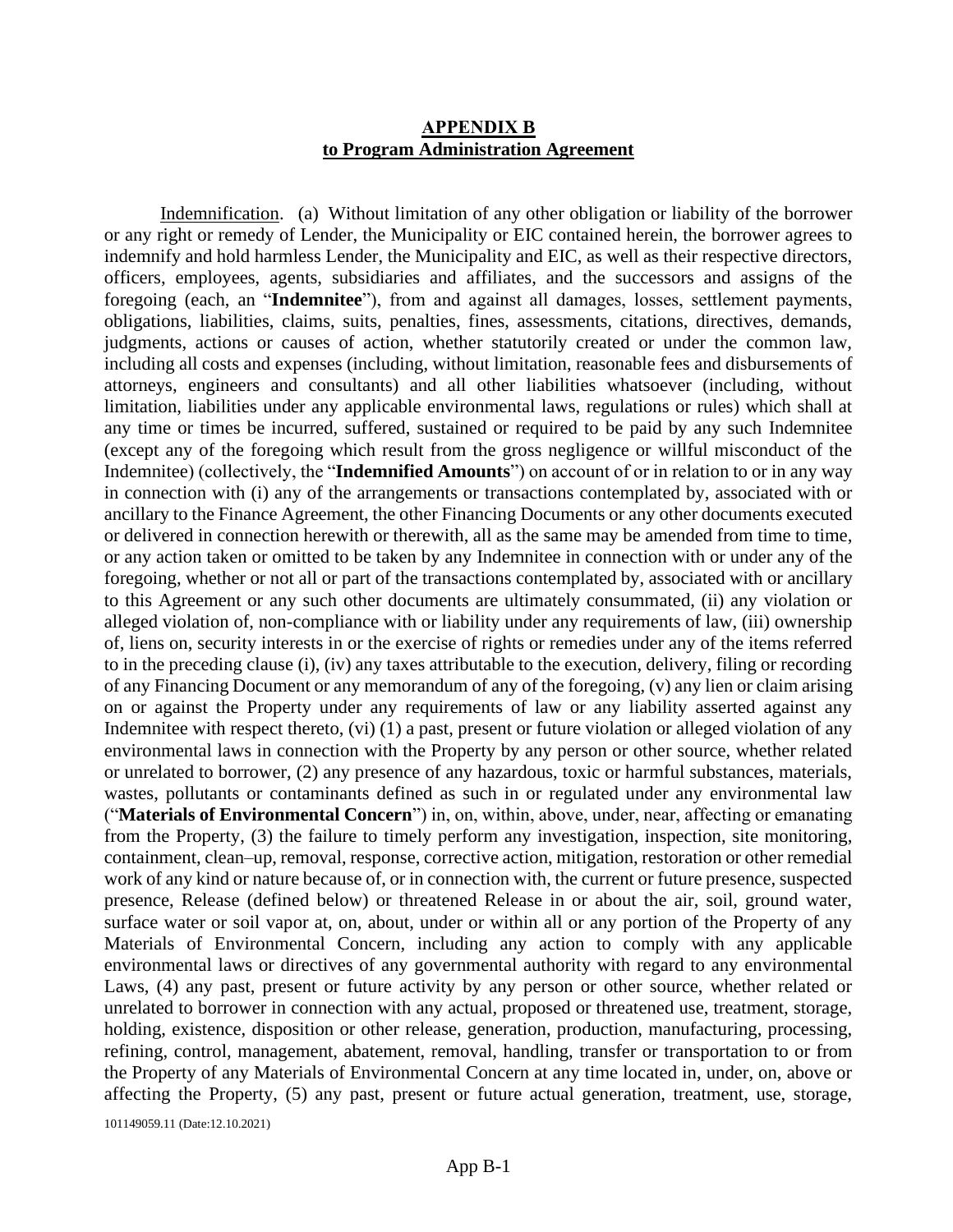**APPENDIX B**
**to Program Administration Agreement**

Indemnification. (a) Without limitation of any other obligation or liability of the borrower or any right or remedy of Lender, the Municipality or EIC contained herein, the borrower agrees to indemnify and hold harmless Lender, the Municipality and EIC, as well as their respective directors, officers, employees, agents, subsidiaries and affiliates, and the successors and assigns of the foregoing (each, an "**Indemnitee**"), from and against all damages, losses, settlement payments, obligations, liabilities, claims, suits, penalties, fines, assessments, citations, directives, demands, judgments, actions or causes of action, whether statutorily created or under the common law, including all costs and expenses (including, without limitation, reasonable fees and disbursements of attorneys, engineers and consultants) and all other liabilities whatsoever (including, without limitation, liabilities under any applicable environmental laws, regulations or rules) which shall at any time or times be incurred, suffered, sustained or required to be paid by any such Indemnitee (except any of the foregoing which result from the gross negligence or willful misconduct of the Indemnitee) (collectively, the "**Indemnified Amounts**") on account of or in relation to or in any way in connection with (i) any of the arrangements or transactions contemplated by, associated with or ancillary to the Finance Agreement, the other Financing Documents or any other documents executed or delivered in connection herewith or therewith, all as the same may be amended from time to time, or any action taken or omitted to be taken by any Indemnitee in connection with or under any of the foregoing, whether or not all or part of the transactions contemplated by, associated with or ancillary to this Agreement or any such other documents are ultimately consummated, (ii) any violation or alleged violation of, non-compliance with or liability under any requirements of law, (iii) ownership of, liens on, security interests in or the exercise of rights or remedies under any of the items referred to in the preceding clause (i), (iv) any taxes attributable to the execution, delivery, filing or recording of any Financing Document or any memorandum of any of the foregoing, (v) any lien or claim arising on or against the Property under any requirements of law or any liability asserted against any Indemnitee with respect thereto, (vi) (1) a past, present or future violation or alleged violation of any environmental laws in connection with the Property by any person or other source, whether related or unrelated to borrower, (2) any presence of any hazardous, toxic or harmful substances, materials, wastes, pollutants or contaminants defined as such in or regulated under any environmental law ("**Materials of Environmental Concern**") in, on, within, above, under, near, affecting or emanating from the Property, (3) the failure to timely perform any investigation, inspection, site monitoring, containment, clean–up, removal, response, corrective action, mitigation, restoration or other remedial work of any kind or nature because of, or in connection with, the current or future presence, suspected presence, Release (defined below) or threatened Release in or about the air, soil, ground water, surface water or soil vapor at, on, about, under or within all or any portion of the Property of any Materials of Environmental Concern, including any action to comply with any applicable environmental laws or directives of any governmental authority with regard to any environmental Laws, (4) any past, present or future activity by any person or other source, whether related or unrelated to borrower in connection with any actual, proposed or threatened use, treatment, storage, holding, existence, disposition or other release, generation, production, manufacturing, processing, refining, control, management, abatement, removal, handling, transfer or transportation to or from the Property of any Materials of Environmental Concern at any time located in, under, on, above or affecting the Property, (5) any past, present or future actual generation, treatment, use, storage,

101149059.11 (Date:12.10.2021)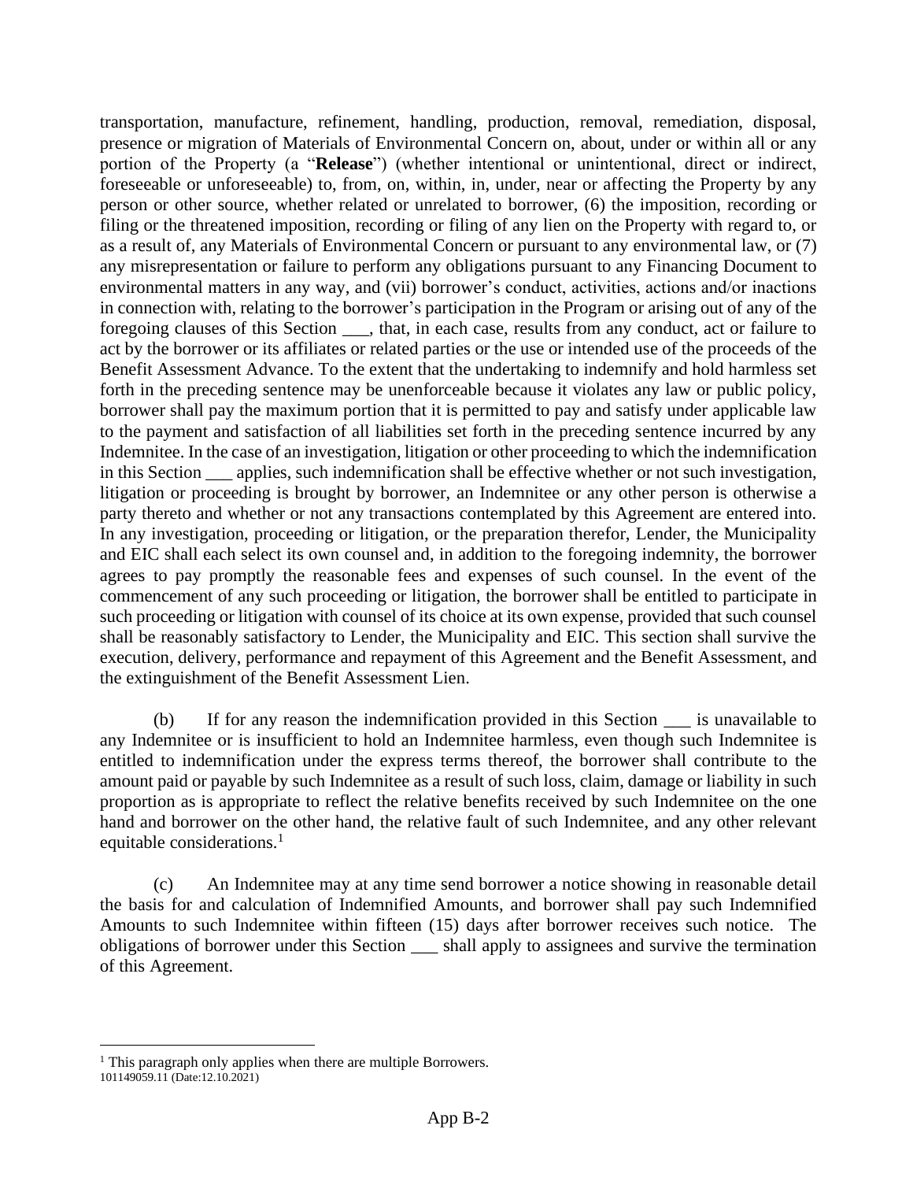transportation, manufacture, refinement, handling, production, removal, remediation, disposal, presence or migration of Materials of Environmental Concern on, about, under or within all or any portion of the Property (a "**Release**") (whether intentional or unintentional, direct or indirect, foreseeable or unforeseeable) to, from, on, within, in, under, near or affecting the Property by any person or other source, whether related or unrelated to borrower, (6) the imposition, recording or filing or the threatened imposition, recording or filing of any lien on the Property with regard to, or as a result of, any Materials of Environmental Concern or pursuant to any environmental law, or (7) any misrepresentation or failure to perform any obligations pursuant to any Financing Document to environmental matters in any way, and (vii) borrower's conduct, activities, actions and/or inactions in connection with, relating to the borrower's participation in the Program or arising out of any of the foregoing clauses of this Section ___, that, in each case, results from any conduct, act or failure to act by the borrower or its affiliates or related parties or the use or intended use of the proceeds of the Benefit Assessment Advance. To the extent that the undertaking to indemnify and hold harmless set forth in the preceding sentence may be unenforceable because it violates any law or public policy, borrower shall pay the maximum portion that it is permitted to pay and satisfy under applicable law to the payment and satisfaction of all liabilities set forth in the preceding sentence incurred by any Indemnitee. In the case of an investigation, litigation or other proceeding to which the indemnification in this Section ___ applies, such indemnification shall be effective whether or not such investigation, litigation or proceeding is brought by borrower, an Indemnitee or any other person is otherwise a party thereto and whether or not any transactions contemplated by this Agreement are entered into. In any investigation, proceeding or litigation, or the preparation therefor, Lender, the Municipality and EIC shall each select its own counsel and, in addition to the foregoing indemnity, the borrower agrees to pay promptly the reasonable fees and expenses of such counsel. In the event of the commencement of any such proceeding or litigation, the borrower shall be entitled to participate in such proceeding or litigation with counsel of its choice at its own expense, provided that such counsel shall be reasonably satisfactory to Lender, the Municipality and EIC. This section shall survive the execution, delivery, performance and repayment of this Agreement and the Benefit Assessment, and the extinguishment of the Benefit Assessment Lien.

(b) If for any reason the indemnification provided in this Section ___ is unavailable to any Indemnitee or is insufficient to hold an Indemnitee harmless, even though such Indemnitee is entitled to indemnification under the express terms thereof, the borrower shall contribute to the amount paid or payable by such Indemnitee as a result of such loss, claim, damage or liability in such proportion as is appropriate to reflect the relative benefits received by such Indemnitee on the one hand and borrower on the other hand, the relative fault of such Indemnitee, and any other relevant equitable considerations.[1]

(c) An Indemnitee may at any time send borrower a notice showing in reasonable detail the basis for and calculation of Indemnified Amounts, and borrower shall pay such Indemnified Amounts to such Indemnitee within fifteen (15) days after borrower receives such notice. The obligations of borrower under this Section ___ shall apply to assignees and survive the termination of this Agreement.

---

[1] This paragraph only applies when there are multiple Borrowers.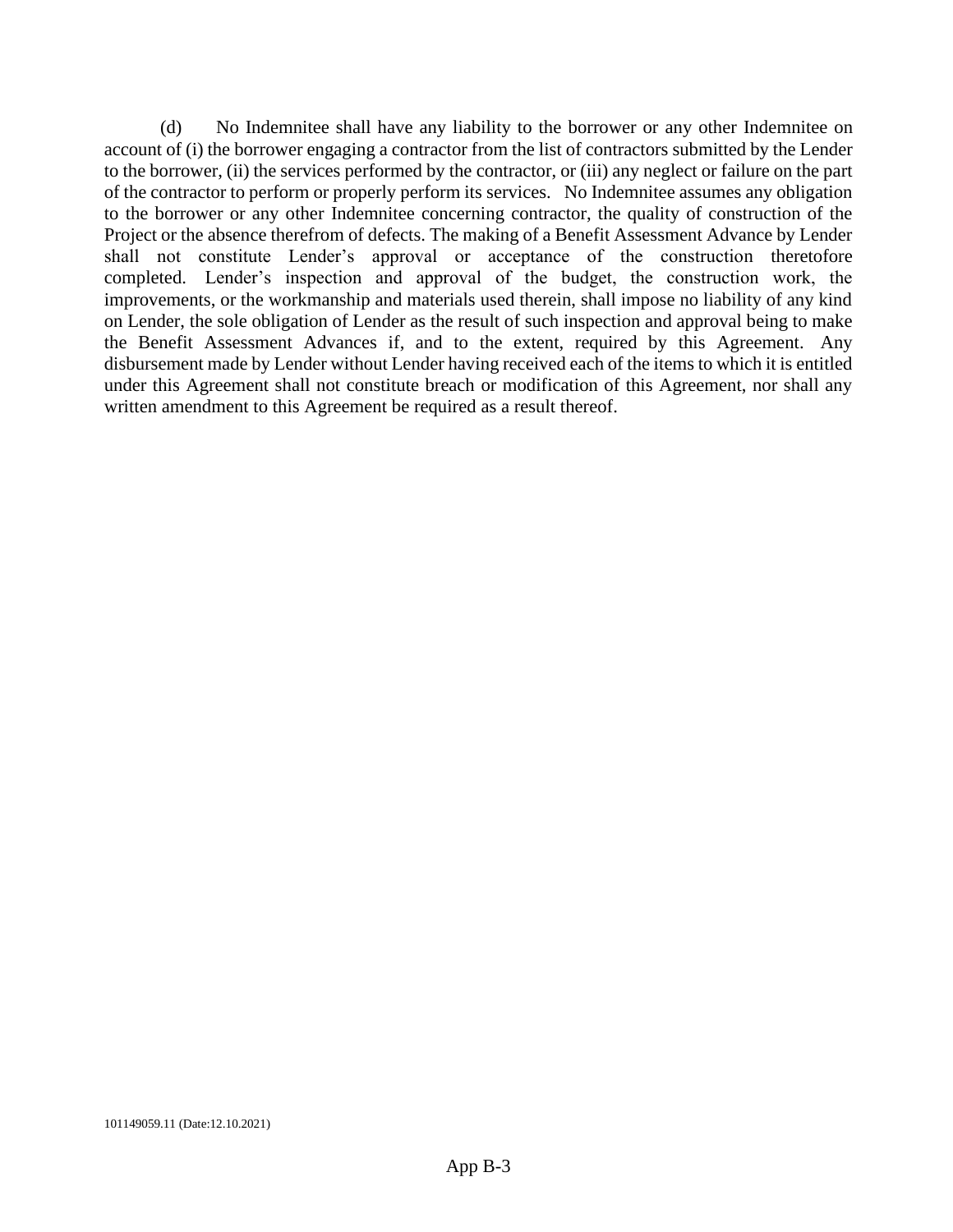(d) No Indemnitee shall have any liability to the borrower or any other Indemnitee on account of (i) the borrower engaging a contractor from the list of contractors submitted by the Lender to the borrower, (ii) the services performed by the contractor, or (iii) any neglect or failure on the part of the contractor to perform or properly perform its services. No Indemnitee assumes any obligation to the borrower or any other Indemnitee concerning contractor, the quality of construction of the Project or the absence therefrom of defects. The making of a Benefit Assessment Advance by Lender shall not constitute Lender's approval or acceptance of the construction theretofore completed. Lender's inspection and approval of the budget, the construction work, the improvements, or the workmanship and materials used therein, shall impose no liability of any kind on Lender, the sole obligation of Lender as the result of such inspection and approval being to make the Benefit Assessment Advances if, and to the extent, required by this Agreement. Any disbursement made by Lender without Lender having received each of the items to which it is entitled under this Agreement shall not constitute breach or modification of this Agreement, nor shall any written amendment to this Agreement be required as a result thereof.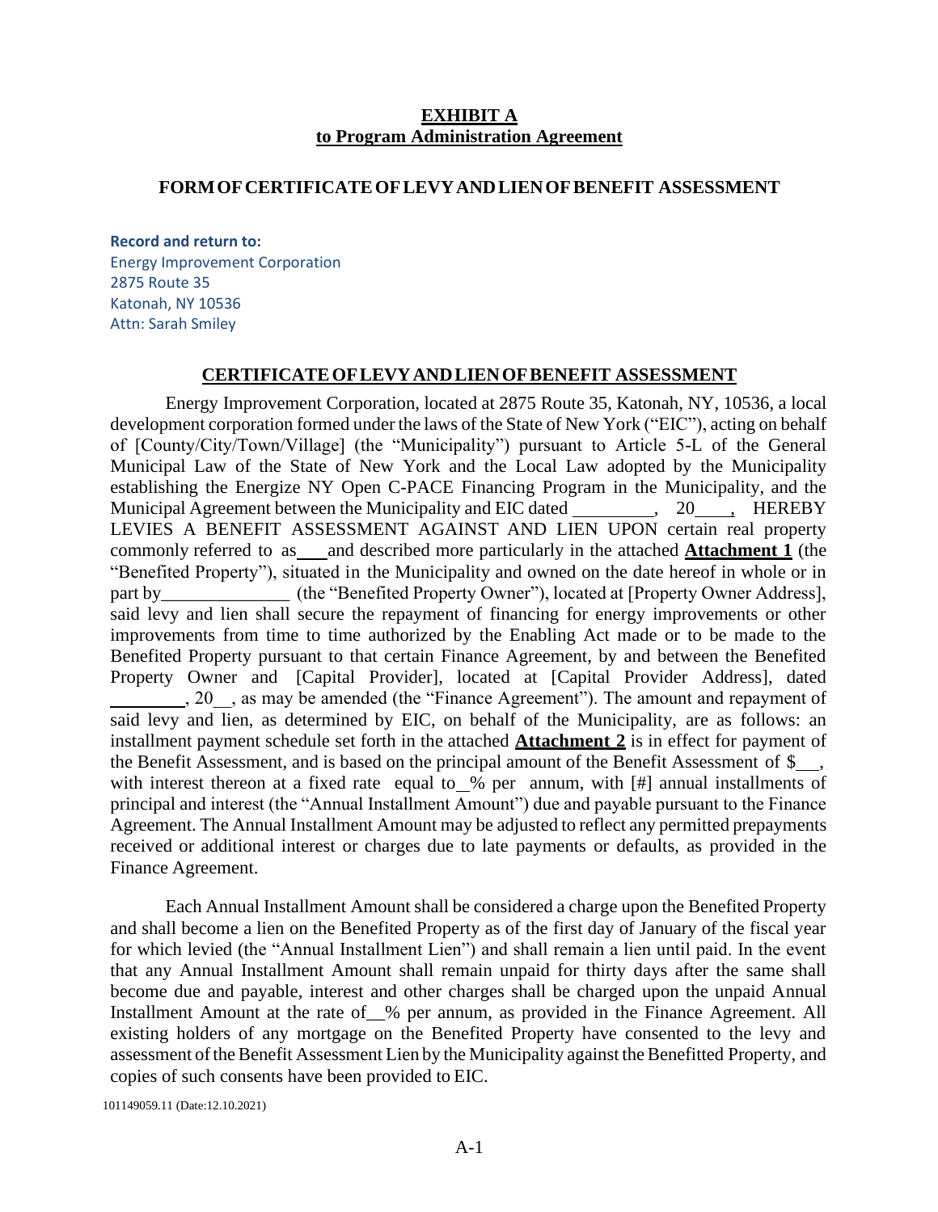**EXHIBIT A**
**to Program Administration Agreement**

**FORM OF CERTIFICATE OF LEVY AND LIEN OF BENEFIT ASSESSMENT**

**Record and return to:**
Energy Improvement Corporation
2875 Route 35
Katonah, NY 10536
Attn: Sarah Smiley

**CERTIFICATE OF LEVY AND LIEN OF BENEFIT ASSESSMENT**

Energy Improvement Corporation, located at 2875 Route 35, Katonah, NY, 10536, a local development corporation formed under the laws of the State of New York ("EIC"), acting on behalf of [County/City/Town/Village] (the "Municipality") pursuant to Article 5-L of the General Municipal Law of the State of New York and the Local Law adopted by the Municipality establishing the Energize NY Open C-PACE Financing Program in the Municipality, and the Municipal Agreement between the Municipality and EIC dated \_\_\_\_\_\_\_\_\_, 20\_\_\_\_, HEREBY LEVIES A BENEFIT ASSESSMENT AGAINST AND LIEN UPON certain real property commonly referred to as\_\_\_\_and described more particularly in the attached **Attachment 1** (the "Benefited Property"), situated in the Municipality and owned on the date hereof in whole or in part by\_\_\_\_\_\_\_\_\_\_\_\_\_\_ (the "Benefited Property Owner"), located at [Property Owner Address], said levy and lien shall secure the repayment of financing for energy improvements or other improvements from time to time authorized by the Enabling Act made or to be made to the Benefited Property pursuant to that certain Finance Agreement, by and between the Benefited Property Owner and [Capital Provider], located at [Capital Provider Address], dated \_\_\_\_\_\_\_\_, 20\_\_, as may be amended (the "Finance Agreement"). The amount and repayment of said levy and lien, as determined by EIC, on behalf of the Municipality, are as follows: an installment payment schedule set forth in the attached **Attachment 2** is in effect for payment of the Benefit Assessment, and is based on the principal amount of the Benefit Assessment of $\_\_, with interest thereon at a fixed rate equal to\_\_% per annum, with [#] annual installments of principal and interest (the "Annual Installment Amount") due and payable pursuant to the Finance Agreement. The Annual Installment Amount may be adjusted to reflect any permitted prepayments received or additional interest or charges due to late payments or defaults, as provided in the Finance Agreement.

Each Annual Installment Amount shall be considered a charge upon the Benefited Property and shall become a lien on the Benefited Property as of the first day of January of the fiscal year for which levied (the "Annual Installment Lien") and shall remain a lien until paid. In the event that any Annual Installment Amount shall remain unpaid for thirty days after the same shall become due and payable, interest and other charges shall be charged upon the unpaid Annual Installment Amount at the rate of\_\_% per annum, as provided in the Finance Agreement. All existing holders of any mortgage on the Benefited Property have consented to the levy and assessment of the Benefit Assessment Lien by the Municipality against the Benefitted Property, and copies of such consents have been provided to EIC.

101149059.11 (Date:12.10.2021)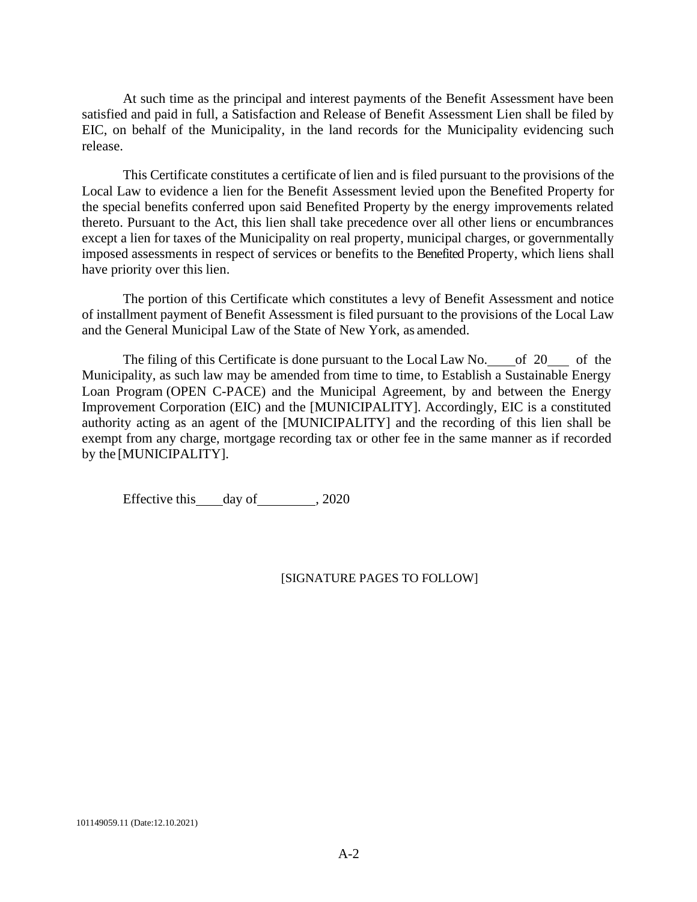At such time as the principal and interest payments of the Benefit Assessment have been satisfied and paid in full, a Satisfaction and Release of Benefit Assessment Lien shall be filed by EIC, on behalf of the Municipality, in the land records for the Municipality evidencing such release.

This Certificate constitutes a certificate of lien and is filed pursuant to the provisions of the Local Law to evidence a lien for the Benefit Assessment levied upon the Benefited Property for the special benefits conferred upon said Benefited Property by the energy improvements related thereto. Pursuant to the Act, this lien shall take precedence over all other liens or encumbrances except a lien for taxes of the Municipality on real property, municipal charges, or governmentally imposed assessments in respect of services or benefits to the Benefited Property, which liens shall have priority over this lien.

The portion of this Certificate which constitutes a levy of Benefit Assessment and notice of installment payment of Benefit Assessment is filed pursuant to the provisions of the Local Law and the General Municipal Law of the State of New York, as amended.

The filing of this Certificate is done pursuant to the Local Law No.\_\_\_\_ of 20\_\_\_ of the Municipality, as such law may be amended from time to time, to Establish a Sustainable Energy Loan Program (OPEN C-PACE) and the Municipal Agreement, by and between the Energy Improvement Corporation (EIC) and the [MUNICIPALITY]. Accordingly, EIC is a constituted authority acting as an agent of the [MUNICIPALITY] and the recording of this lien shall be exempt from any charge, mortgage recording tax or other fee in the same manner as if recorded by the [MUNICIPALITY].

Effective this\_\_\_\_ day of\_\_\_\_\_\_\_\_\_, 2020

[SIGNATURE PAGES TO FOLLOW]

101149059.11 (Date:12.10.2021)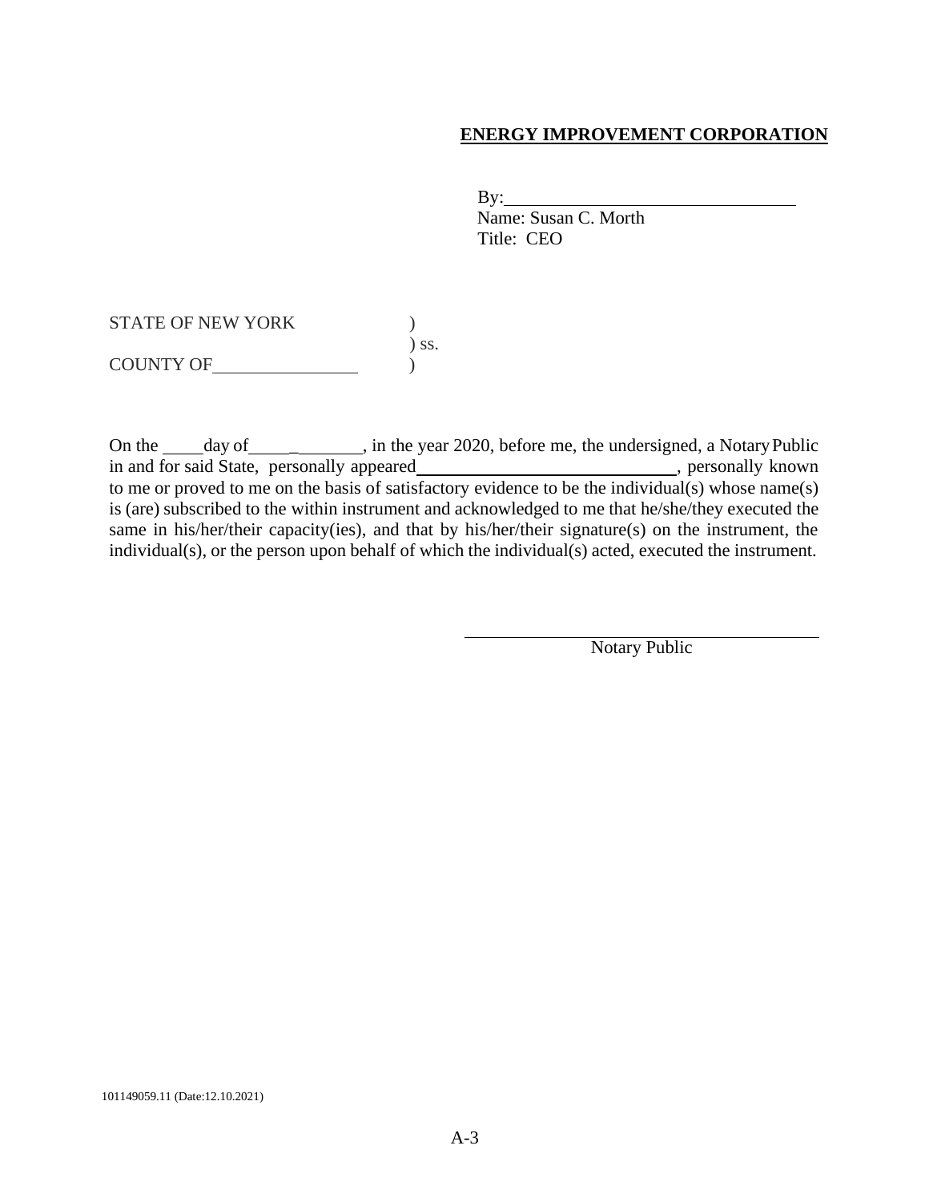**ENERGY IMPROVEMENT CORPORATION**

By:________________________________
Name: Susan C. Morth
Title: CEO

STATE OF NEW YORK )
) ss.
COUNTY OF________________ )

On the ____ day of ____________, in the year 2020, before me, the undersigned, a Notary Public in and for said State, personally appeared ____________________________, personally known to me or proved to me on the basis of satisfactory evidence to be the individual(s) whose name(s) is (are) subscribed to the within instrument and acknowledged to me that he/she/they executed the same in his/her/their capacity(ies), and that by his/her/their signature(s) on the instrument, the individual(s), or the person upon behalf of which the individual(s) acted, executed the instrument.

________________________________________
Notary Public

101149059.11 (Date:12.10.2021)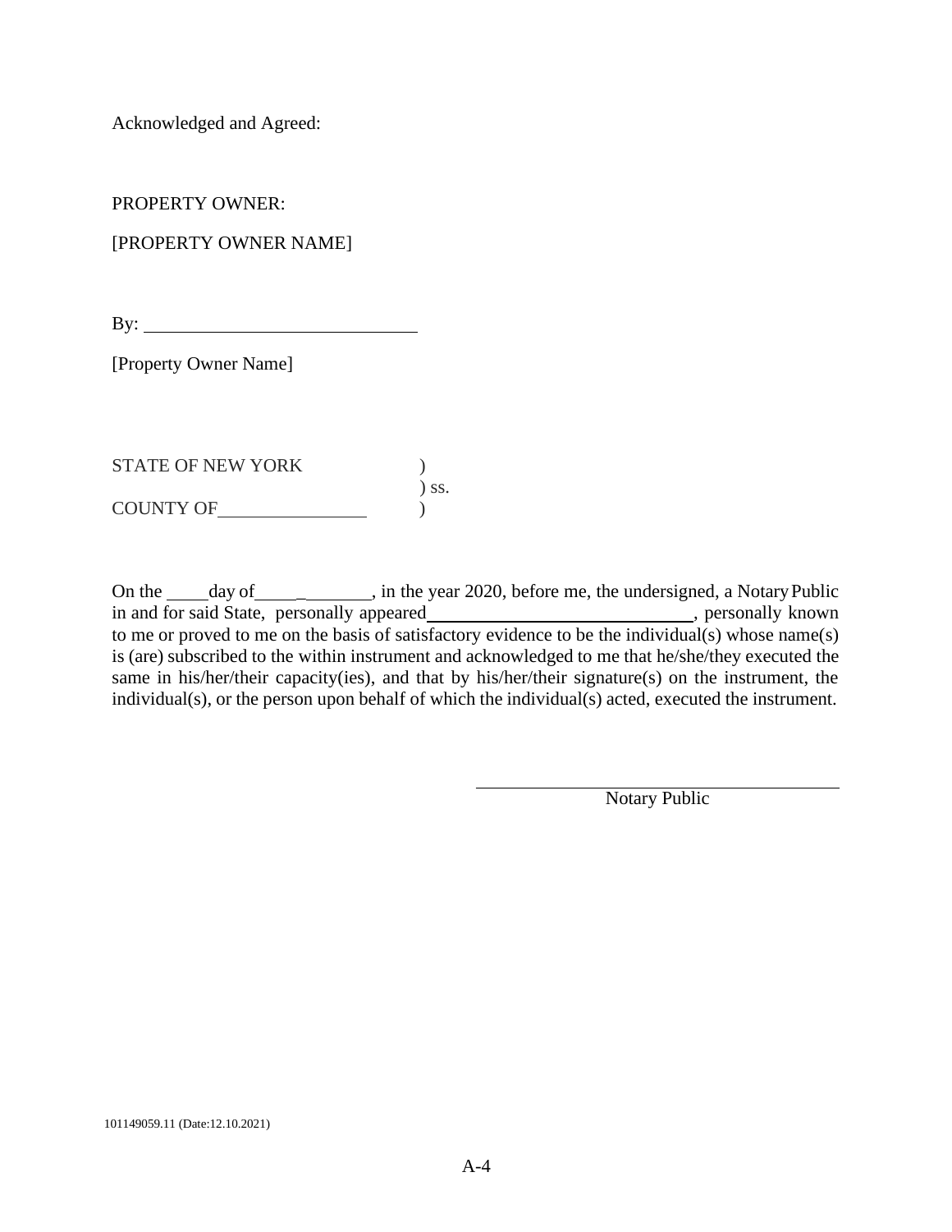Acknowledged and Agreed:

PROPERTY OWNER:

[PROPERTY OWNER NAME]

By: ____________________________

[Property Owner Name]

STATE OF NEW YORK )
) ss.
COUNTY OF______________ )

On the ____day of_____________, in the year 2020, before me, the undersigned, a Notary Public in and for said State, personally appeared___________________________, personally known to me or proved to me on the basis of satisfactory evidence to be the individual(s) whose name(s) is (are) subscribed to the within instrument and acknowledged to me that he/she/they executed the same in his/her/their capacity(ies), and that by his/her/their signature(s) on the instrument, the individual(s), or the person upon behalf of which the individual(s) acted, executed the instrument.

______________________________________
Notary Public

101149059.11 (Date:12.10.2021)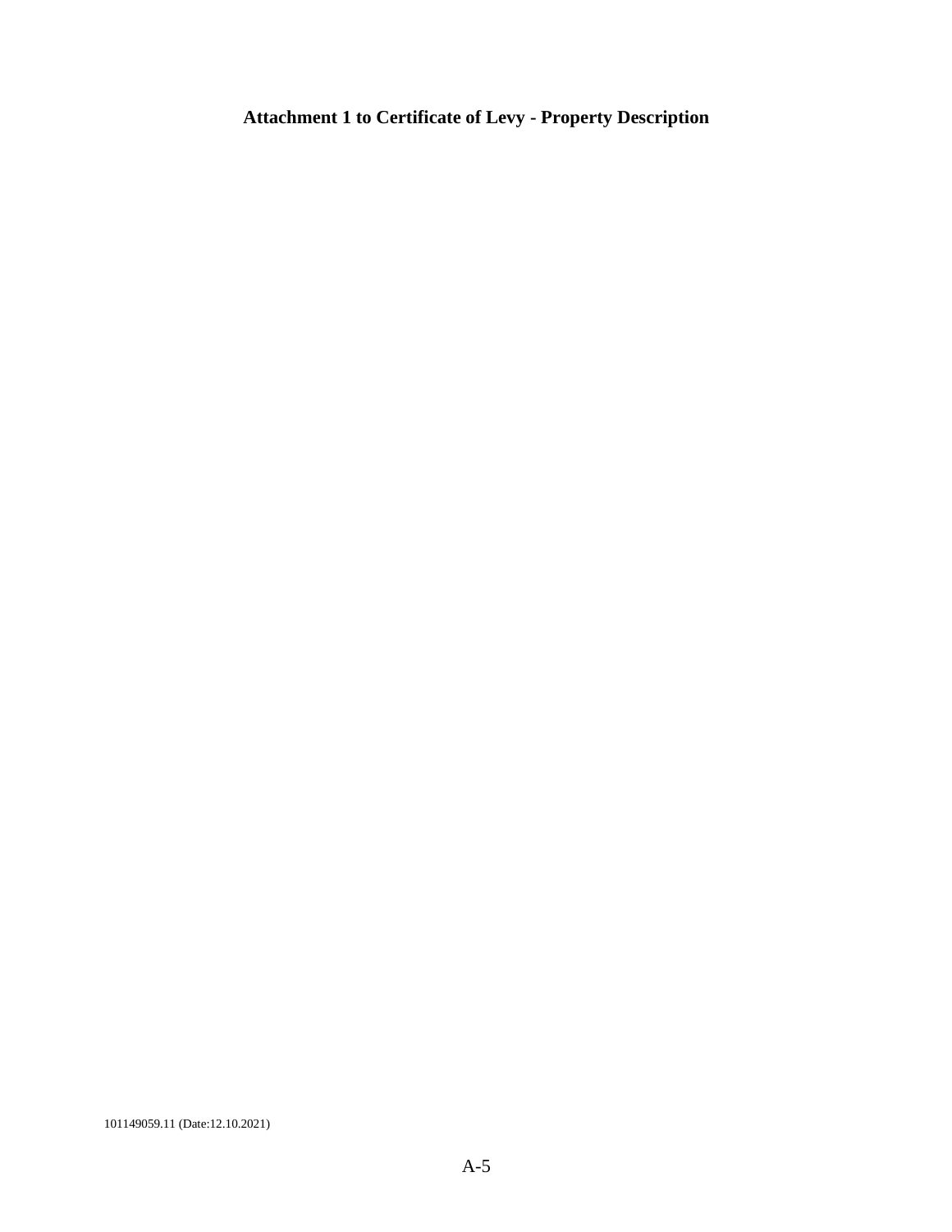**Attachment 1 to Certificate of Levy - Property Description**

101149059.11 (Date:12.10.2021)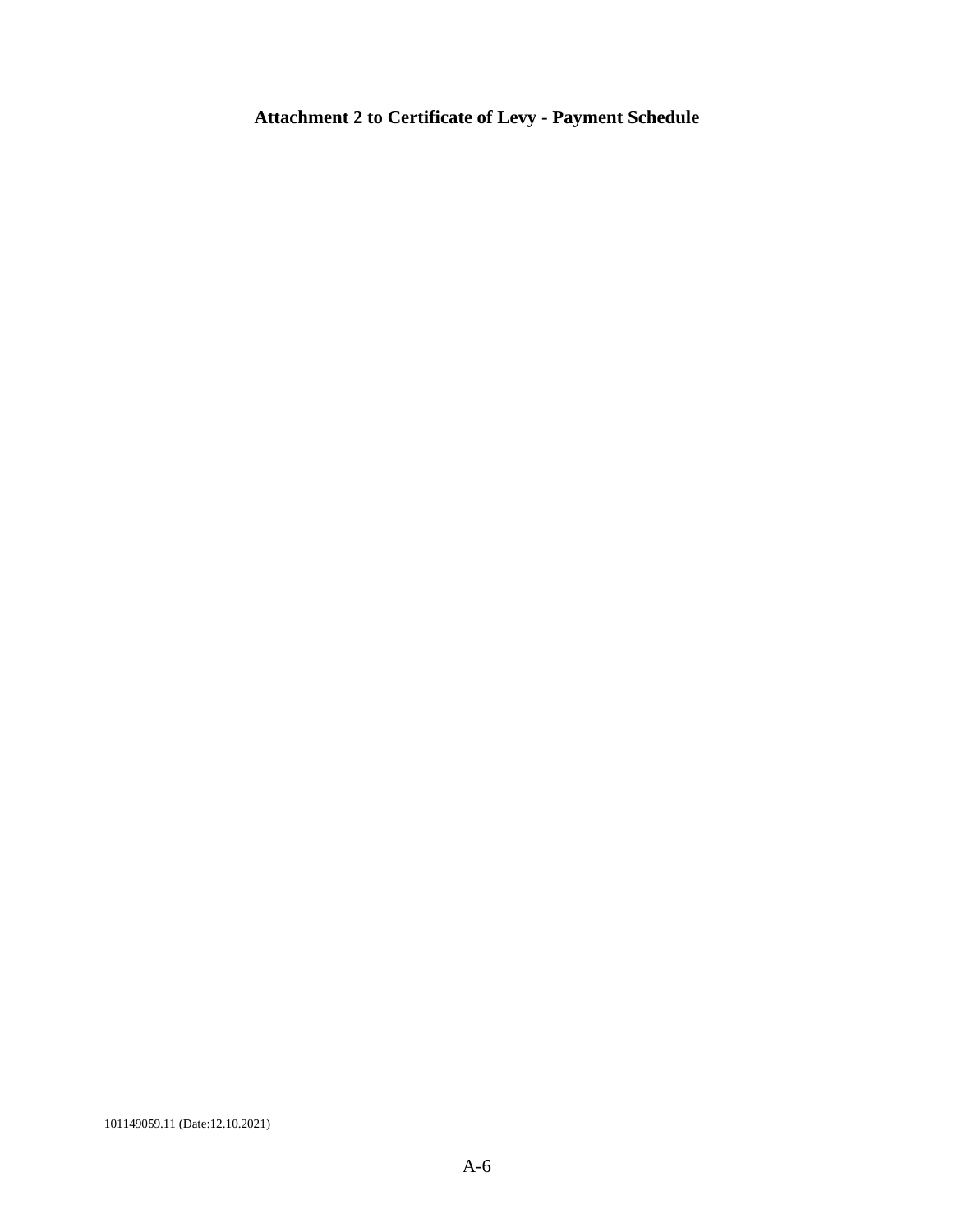**Attachment 2 to Certificate of Levy - Payment Schedule**

101149059.11 (Date:12.10.2021)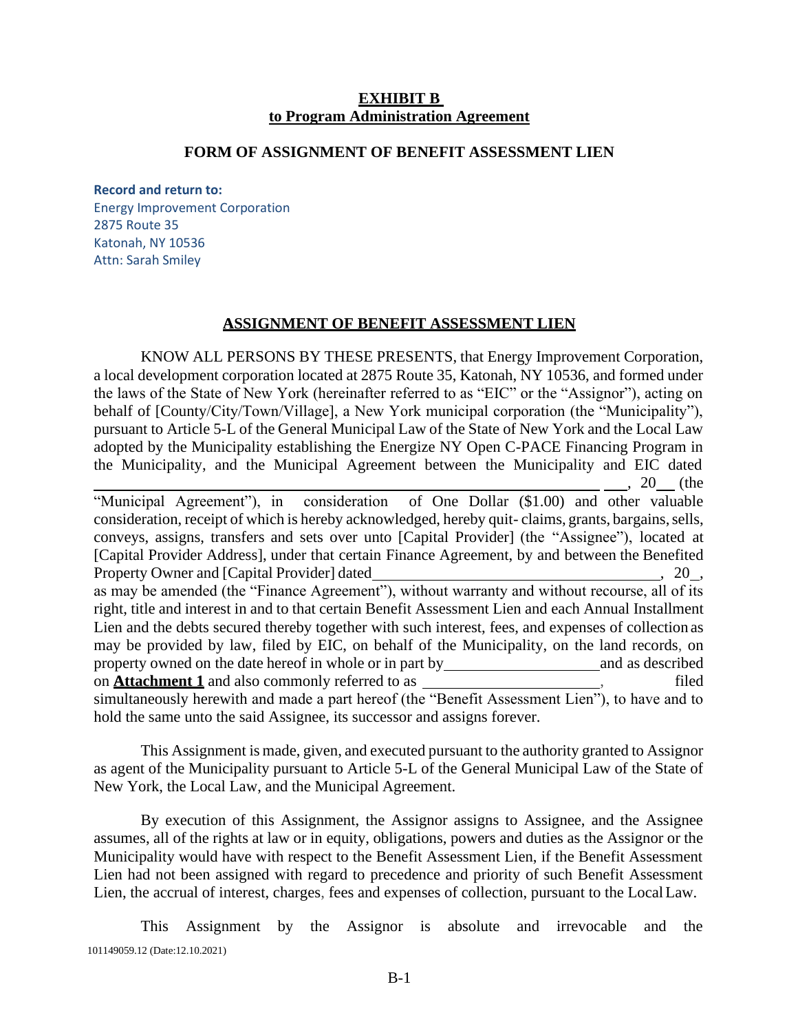**EXHIBIT B**
**to Program Administration Agreement**

**FORM OF ASSIGNMENT OF BENEFIT ASSESSMENT LIEN**

**Record and return to:**
Energy Improvement Corporation
2875 Route 35
Katonah, NY 10536
Attn: Sarah Smiley

**ASSIGNMENT OF BENEFIT ASSESSMENT LIEN**

KNOW ALL PERSONS BY THESE PRESENTS, that Energy Improvement Corporation, a local development corporation located at 2875 Route 35, Katonah, NY 10536, and formed under the laws of the State of New York (hereinafter referred to as "EIC" or the "Assignor"), acting on behalf of [County/City/Town/Village], a New York municipal corporation (the "Municipality"), pursuant to Article 5-L of the General Municipal Law of the State of New York and the Local Law adopted by the Municipality establishing the Energize NY Open C-PACE Financing Program in the Municipality, and the Municipal Agreement between the Municipality and EIC dated \_\_\_\_\_\_\_\_\_\_\_\_\_\_\_\_\_\_\_\_\_\_\_\_\_\_\_\_\_\_\_\_\_\_\_\_\_\_\_\_ \_\_\_, 20\_\_ (the "Municipal Agreement"), in consideration of One Dollar ($1.00) and other valuable consideration, receipt of which is hereby acknowledged, hereby quit- claims, grants, bargains, sells, conveys, assigns, transfers and sets over unto [Capital Provider] (the "Assignee"), located at [Capital Provider Address], under that certain Finance Agreement, by and between the Benefited Property Owner and [Capital Provider] dated\_\_\_\_\_\_\_\_\_\_\_\_\_\_\_\_\_\_\_\_\_\_\_\_\_\_\_\_\_\_\_\_\_\_, 20\_, as may be amended (the "Finance Agreement"), without warranty and without recourse, all of its right, title and interest in and to that certain Benefit Assessment Lien and each Annual Installment Lien and the debts secured thereby together with such interest, fees, and expenses of collection as may be provided by law, filed by EIC, on behalf of the Municipality, on the land records, on property owned on the date hereof in whole or in part by\_\_\_\_\_\_\_\_\_\_\_\_\_\_\_\_\_\_\_\_and as described on **Attachment 1** and also commonly referred to as \_\_\_\_\_\_\_\_\_\_\_\_\_\_\_\_\_\_\_\_\_\_\_, filed simultaneously herewith and made a part hereof (the "Benefit Assessment Lien"), to have and to hold the same unto the said Assignee, its successor and assigns forever.

This Assignment is made, given, and executed pursuant to the authority granted to Assignor as agent of the Municipality pursuant to Article 5-L of the General Municipal Law of the State of New York, the Local Law, and the Municipal Agreement.

By execution of this Assignment, the Assignor assigns to Assignee, and the Assignee assumes, all of the rights at law or in equity, obligations, powers and duties as the Assignor or the Municipality would have with respect to the Benefit Assessment Lien, if the Benefit Assessment Lien had not been assigned with regard to precedence and priority of such Benefit Assessment Lien, the accrual of interest, charges, fees and expenses of collection, pursuant to the Local Law.

This Assignment by the Assignor is absolute and irrevocable and the

101149059.12 (Date:12.10.2021)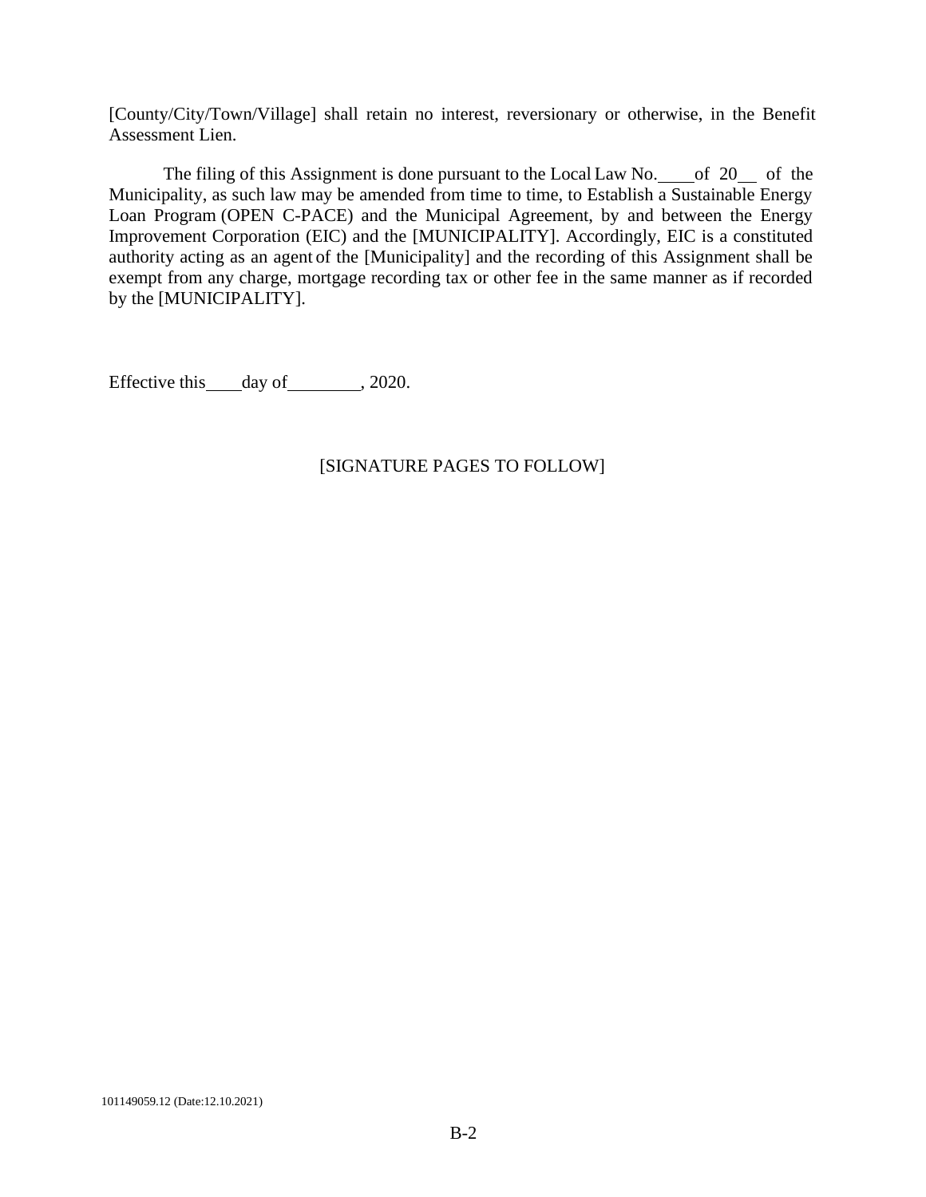[County/City/Town/Village] shall retain no interest, reversionary or otherwise, in the Benefit Assessment Lien.

The filing of this Assignment is done pursuant to the Local Law No. \_\_\_\_ of 20\_\_ of the Municipality, as such law may be amended from time to time, to Establish a Sustainable Energy Loan Program (OPEN C-PACE) and the Municipal Agreement, by and between the Energy Improvement Corporation (EIC) and the [MUNICIPALITY]. Accordingly, EIC is a constituted authority acting as an agent of the [Municipality] and the recording of this Assignment shall be exempt from any charge, mortgage recording tax or other fee in the same manner as if recorded by the [MUNICIPALITY].

Effective this \_\_\_\_ day of \_\_\_\_\_\_\_\_, 2020.

[SIGNATURE PAGES TO FOLLOW]

101149059.12 (Date:12.10.2021)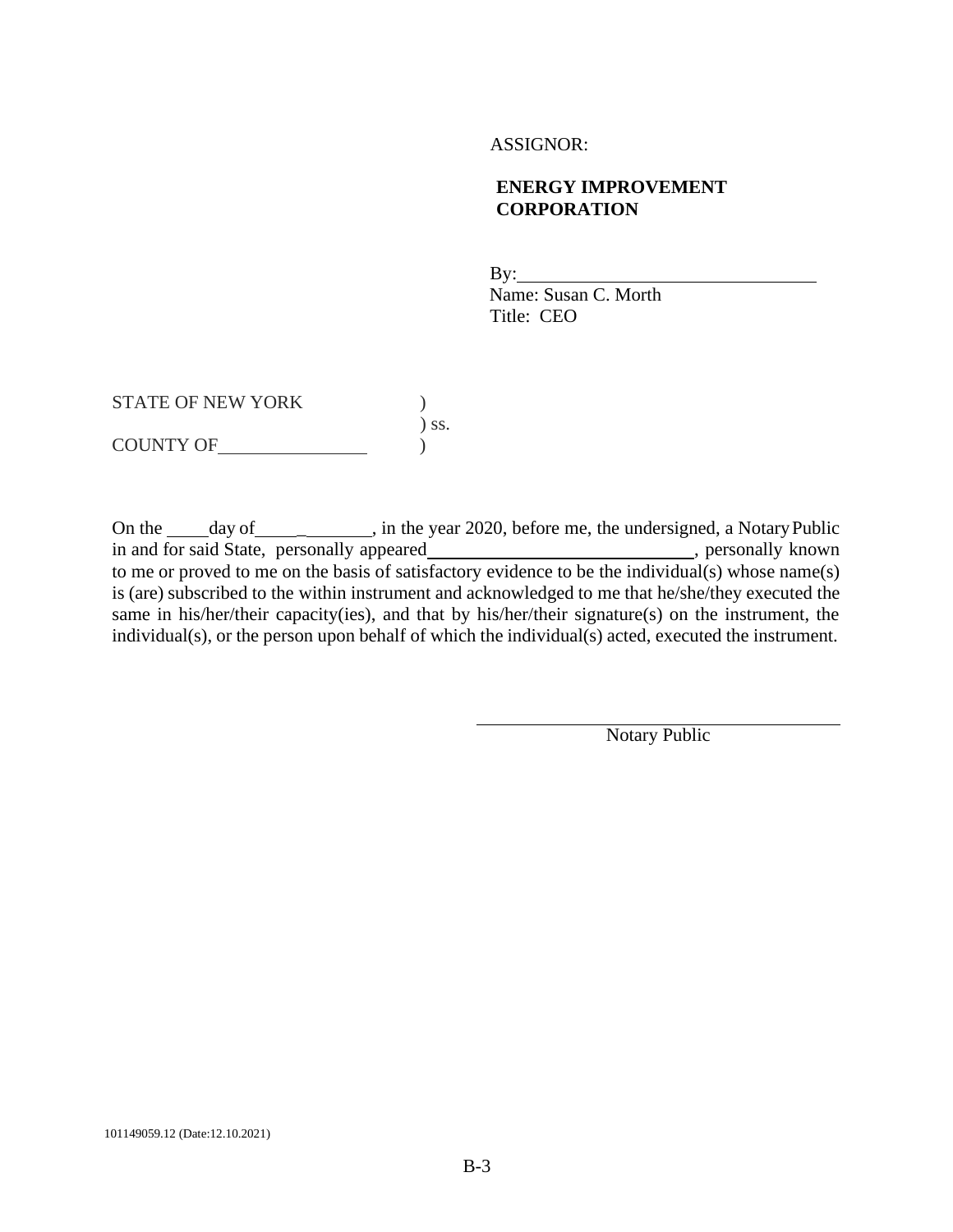ASSIGNOR:

**ENERGY IMPROVEMENT CORPORATION**

By:\_\_\_\_\_\_\_\_\_\_\_\_\_\_\_\_\_\_\_\_\_\_\_\_\_\_\_\_\_\_
Name: Susan C. Morth
Title: CEO

STATE OF NEW YORK )
) ss.
COUNTY OF\_\_\_\_\_\_\_\_\_\_\_\_\_\_\_ )

On the \_\_\_\_ day of \_\_\_\_\_\_\_\_\_\_\_\_\_, in the year 2020, before me, the undersigned, a Notary Public in and for said State, personally appeared\_\_\_\_\_\_\_\_\_\_\_\_\_\_\_\_\_\_\_\_\_\_\_\_\_\_\_\_, personally known to me or proved to me on the basis of satisfactory evidence to be the individual(s) whose name(s) is (are) subscribed to the within instrument and acknowledged to me that he/she/they executed the same in his/her/their capacity(ies), and that by his/her/their signature(s) on the instrument, the individual(s), or the person upon behalf of which the individual(s) acted, executed the instrument.

\_\_\_\_\_\_\_\_\_\_\_\_\_\_\_\_\_\_\_\_\_\_\_\_\_\_\_\_\_\_\_\_\_\_
Notary Public

101149059.12 (Date:12.10.2021)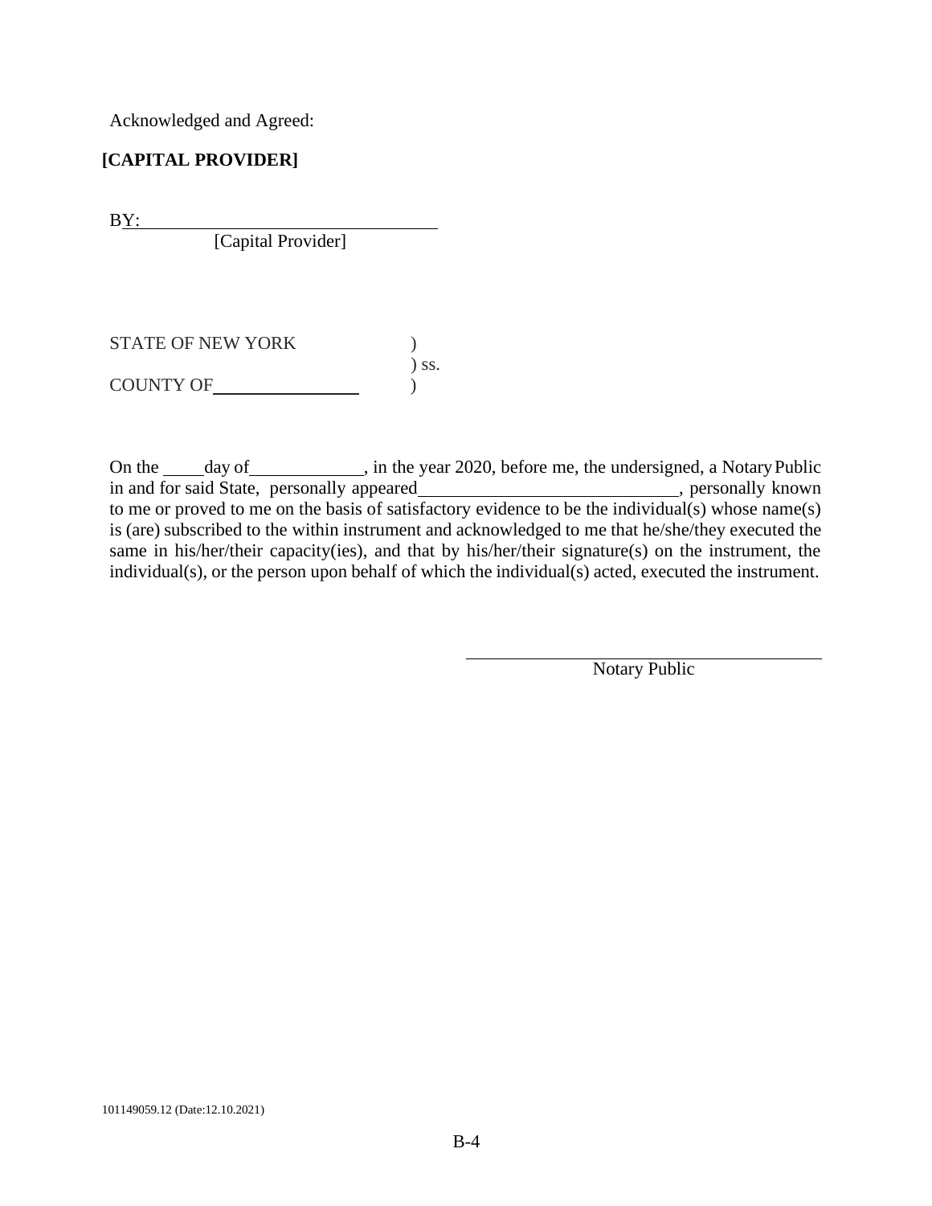Acknowledged and Agreed:

**[CAPITAL PROVIDER]**

BY:\_\_\_\_\_\_\_\_\_\_\_\_\_\_\_\_\_\_\_\_\_\_\_\_\_\_\_\_\_\_\_\_\_\_

[Capital Provider]

STATE OF NEW YORK )
) ss.
COUNTY OF\_\_\_\_\_\_\_\_\_\_\_\_\_\_\_\_\_ )

On the \_\_\_\_\_ day of \_\_\_\_\_\_\_\_\_\_\_\_\_, in the year 2020, before me, the undersigned, a Notary Public in and for said State, personally appeared\_\_\_\_\_\_\_\_\_\_\_\_\_\_\_\_\_\_\_\_\_\_\_\_\_\_\_\_\_\_, personally known to me or proved to me on the basis of satisfactory evidence to be the individual(s) whose name(s) is (are) subscribed to the within instrument and acknowledged to me that he/she/they executed the same in his/her/their capacity(ies), and that by his/her/their signature(s) on the instrument, the individual(s), or the person upon behalf of which the individual(s) acted, executed the instrument.

\_\_\_\_\_\_\_\_\_\_\_\_\_\_\_\_\_\_\_\_\_\_\_\_\_\_\_\_\_\_\_\_\_\_\_\_\_\_\_\_
Notary Public

101149059.12 (Date:12.10.2021)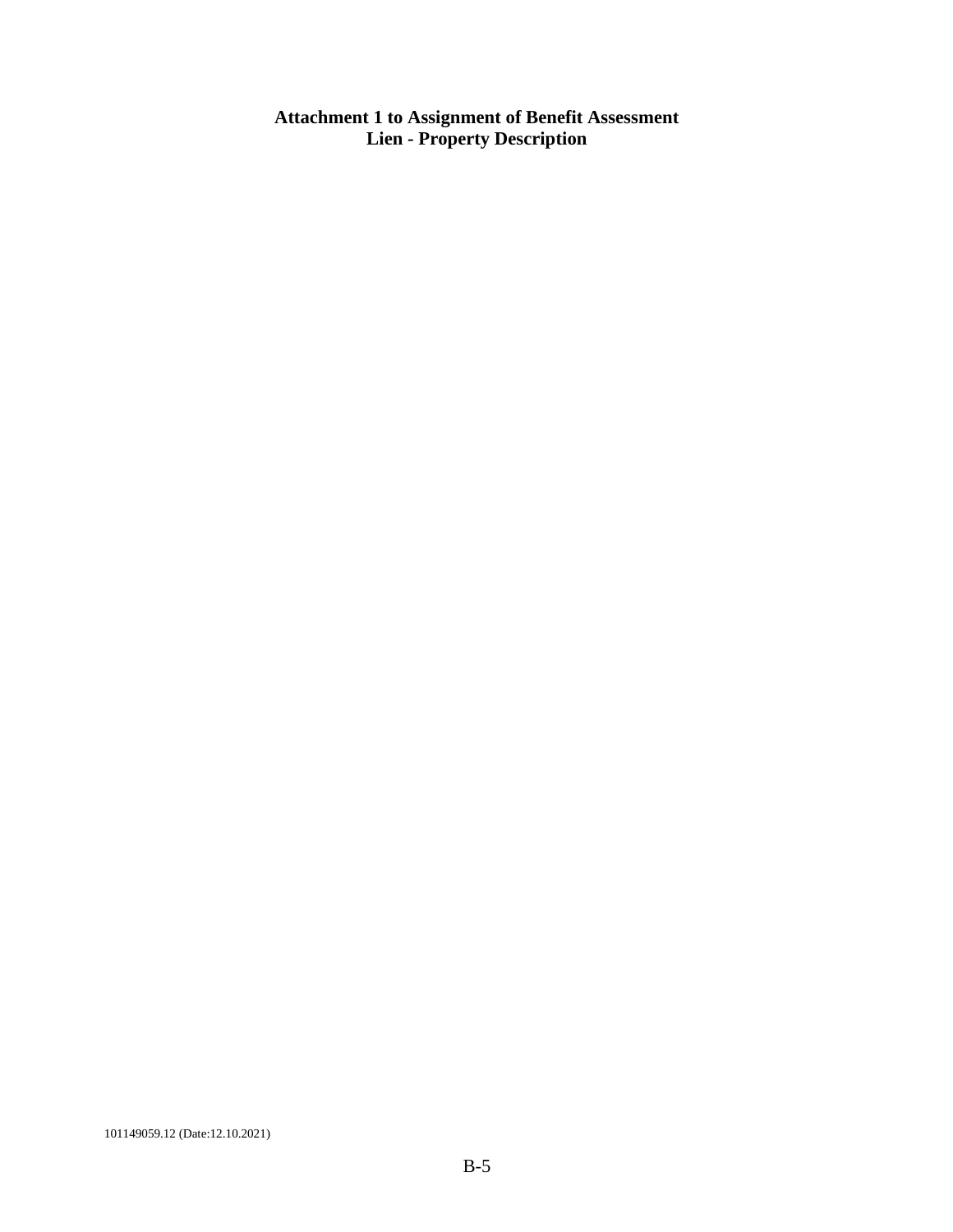**Attachment 1 to Assignment of Benefit Assessment Lien - Property Description**

101149059.12 (Date:12.10.2021)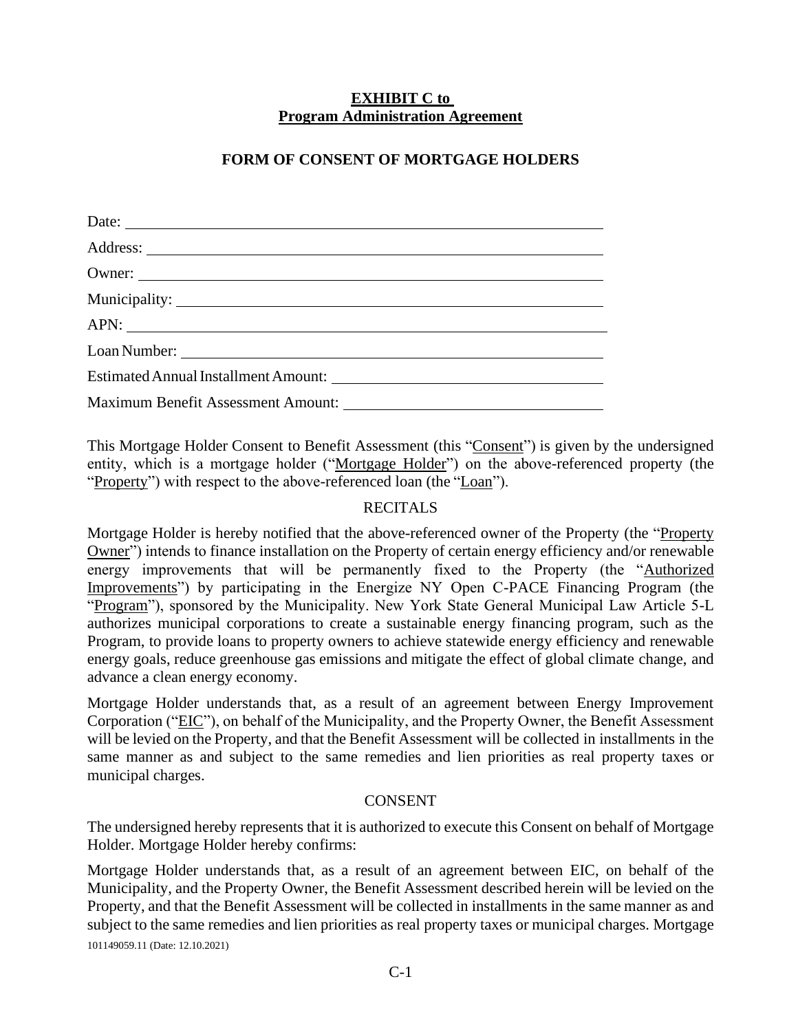**EXHIBIT C to**
**Program Administration Agreement**

**FORM OF CONSENT OF MORTGAGE HOLDERS**

Date: ______________________________

Address: ______________________________

Owner: ______________________________

Municipality: ______________________________

APN: ______________________________

Loan Number: ______________________________

Estimated Annual Installment Amount: ______________________________

Maximum Benefit Assessment Amount: ______________________________

This Mortgage Holder Consent to Benefit Assessment (this "Consent") is given by the undersigned entity, which is a mortgage holder ("Mortgage Holder") on the above-referenced property (the "Property") with respect to the above-referenced loan (the "Loan").

RECITALS

Mortgage Holder is hereby notified that the above-referenced owner of the Property (the "Property Owner") intends to finance installation on the Property of certain energy efficiency and/or renewable energy improvements that will be permanently fixed to the Property (the "Authorized Improvements") by participating in the Energize NY Open C-PACE Financing Program (the "Program"), sponsored by the Municipality. New York State General Municipal Law Article 5-L authorizes municipal corporations to create a sustainable energy financing program, such as the Program, to provide loans to property owners to achieve statewide energy efficiency and renewable energy goals, reduce greenhouse gas emissions and mitigate the effect of global climate change, and advance a clean energy economy.

Mortgage Holder understands that, as a result of an agreement between Energy Improvement Corporation ("EIC"), on behalf of the Municipality, and the Property Owner, the Benefit Assessment will be levied on the Property, and that the Benefit Assessment will be collected in installments in the same manner as and subject to the same remedies and lien priorities as real property taxes or municipal charges.

CONSENT

The undersigned hereby represents that it is authorized to execute this Consent on behalf of Mortgage Holder. Mortgage Holder hereby confirms:

Mortgage Holder understands that, as a result of an agreement between EIC, on behalf of the Municipality, and the Property Owner, the Benefit Assessment described herein will be levied on the Property, and that the Benefit Assessment will be collected in installments in the same manner as and subject to the same remedies and lien priorities as real property taxes or municipal charges. Mortgage

101149059.11 (Date: 12.10.2021)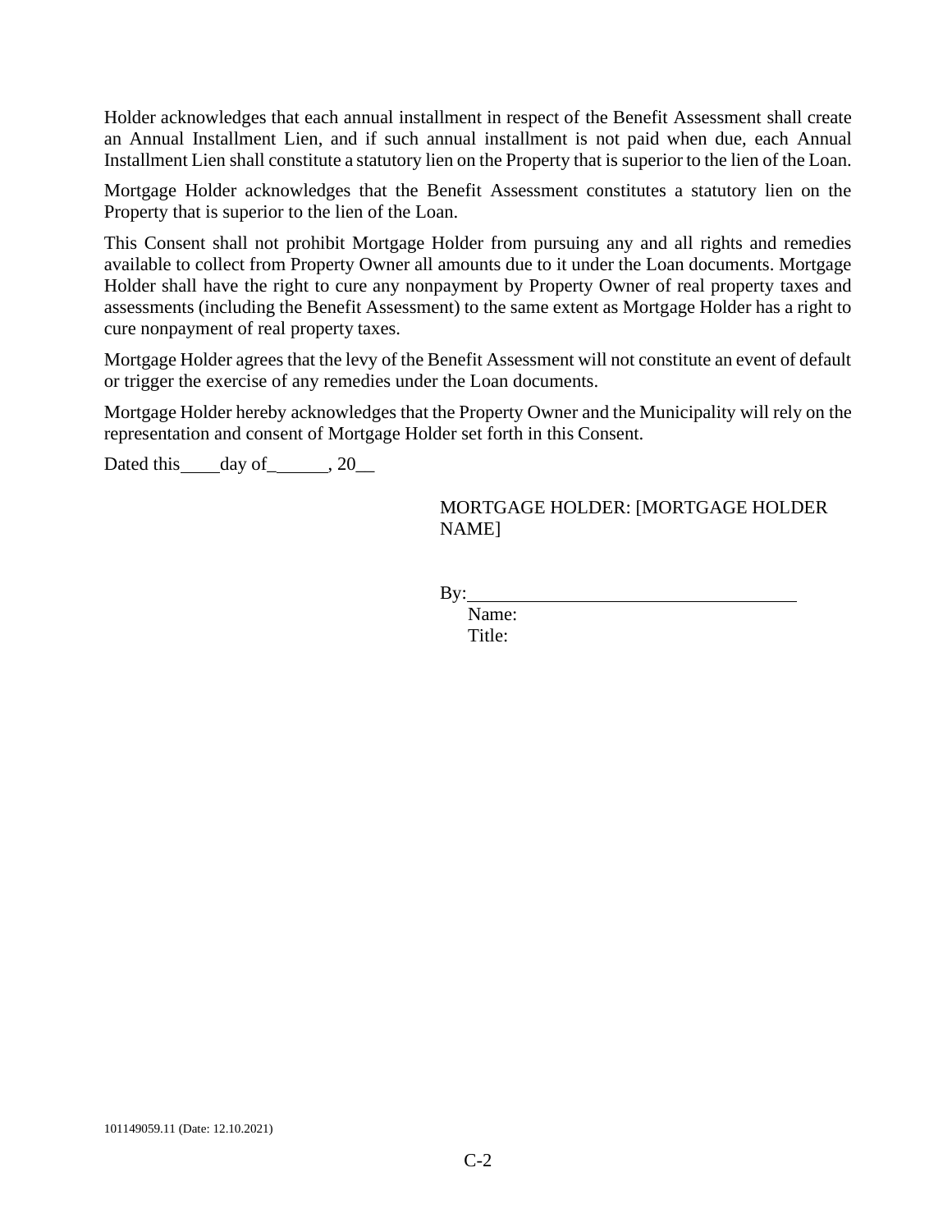Holder acknowledges that each annual installment in respect of the Benefit Assessment shall create an Annual Installment Lien, and if such annual installment is not paid when due, each Annual Installment Lien shall constitute a statutory lien on the Property that is superior to the lien of the Loan.

Mortgage Holder acknowledges that the Benefit Assessment constitutes a statutory lien on the Property that is superior to the lien of the Loan.

This Consent shall not prohibit Mortgage Holder from pursuing any and all rights and remedies available to collect from Property Owner all amounts due to it under the Loan documents. Mortgage Holder shall have the right to cure any nonpayment by Property Owner of real property taxes and assessments (including the Benefit Assessment) to the same extent as Mortgage Holder has a right to cure nonpayment of real property taxes.

Mortgage Holder agrees that the levy of the Benefit Assessment will not constitute an event of default or trigger the exercise of any remedies under the Loan documents.

Mortgage Holder hereby acknowledges that the Property Owner and the Municipality will rely on the representation and consent of Mortgage Holder set forth in this Consent.

Dated this\_\_\_\_day of\_\_\_\_\_\_, 20\_\_

MORTGAGE HOLDER: [MORTGAGE HOLDER NAME]

By:\_\_\_\_\_\_\_\_\_\_\_\_\_\_\_\_\_\_\_\_\_\_\_\_\_\_\_\_\_\_\_\_\_\_\_

Name:

Title:

101149059.11 (Date: 12.10.2021)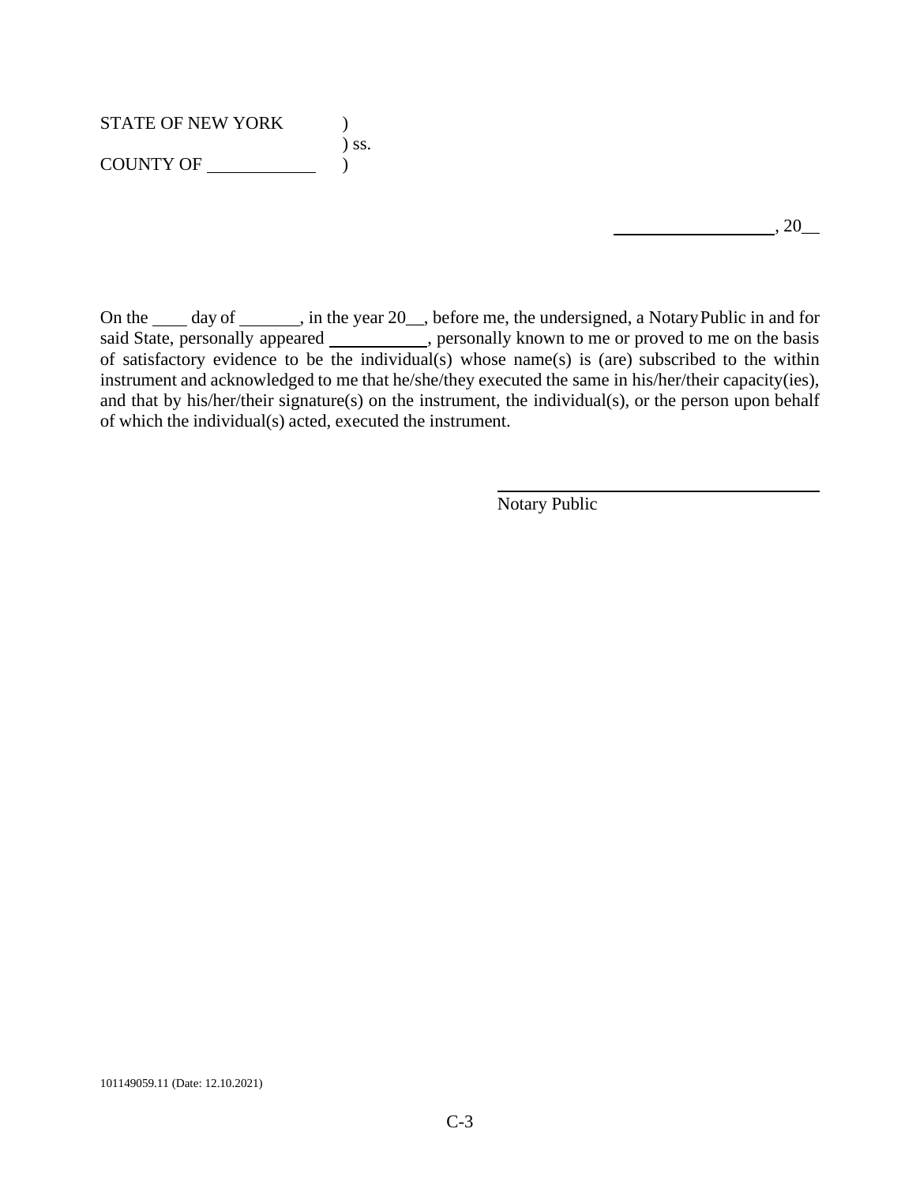STATE OF NEW YORK )
) ss.
COUNTY OF ____________ )

__________________, 20__

On the ____ day of _______, in the year 20__, before me, the undersigned, a Notary Public in and for said State, personally appeared ___________, personally known to me or proved to me on the basis of satisfactory evidence to be the individual(s) whose name(s) is (are) subscribed to the within instrument and acknowledged to me that he/she/they executed the same in his/her/their capacity(ies), and that by his/her/their signature(s) on the instrument, the individual(s), or the person upon behalf of which the individual(s) acted, executed the instrument.

______________________________
Notary Public

101149059.11 (Date: 12.10.2021)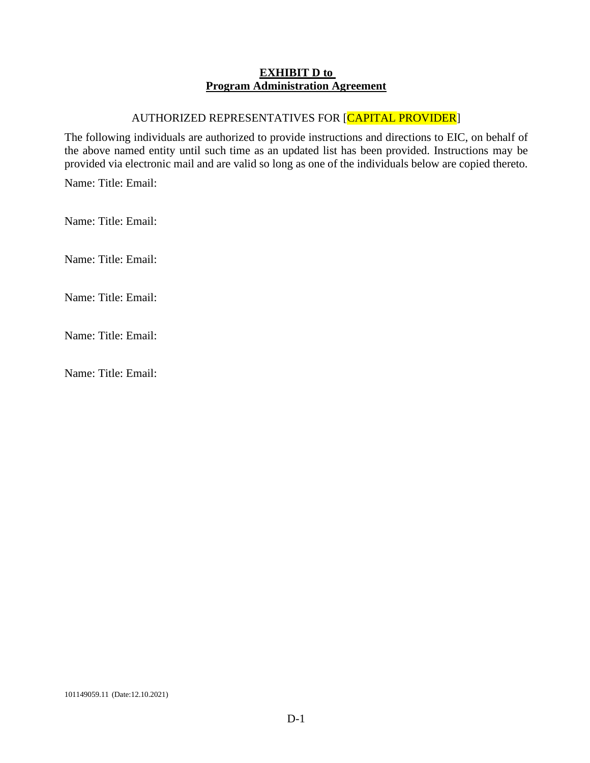**EXHIBIT D to**
**Program Administration Agreement**

AUTHORIZED REPRESENTATIVES FOR [CAPITAL PROVIDER]

The following individuals are authorized to provide instructions and directions to EIC, on behalf of the above named entity until such time as an updated list has been provided. Instructions may be provided via electronic mail and are valid so long as one of the individuals below are copied thereto.

Name: Title: Email:

Name: Title: Email:

Name: Title: Email:

Name: Title: Email:

Name: Title: Email:

Name: Title: Email:

101149059.11 (Date:12.10.2021)